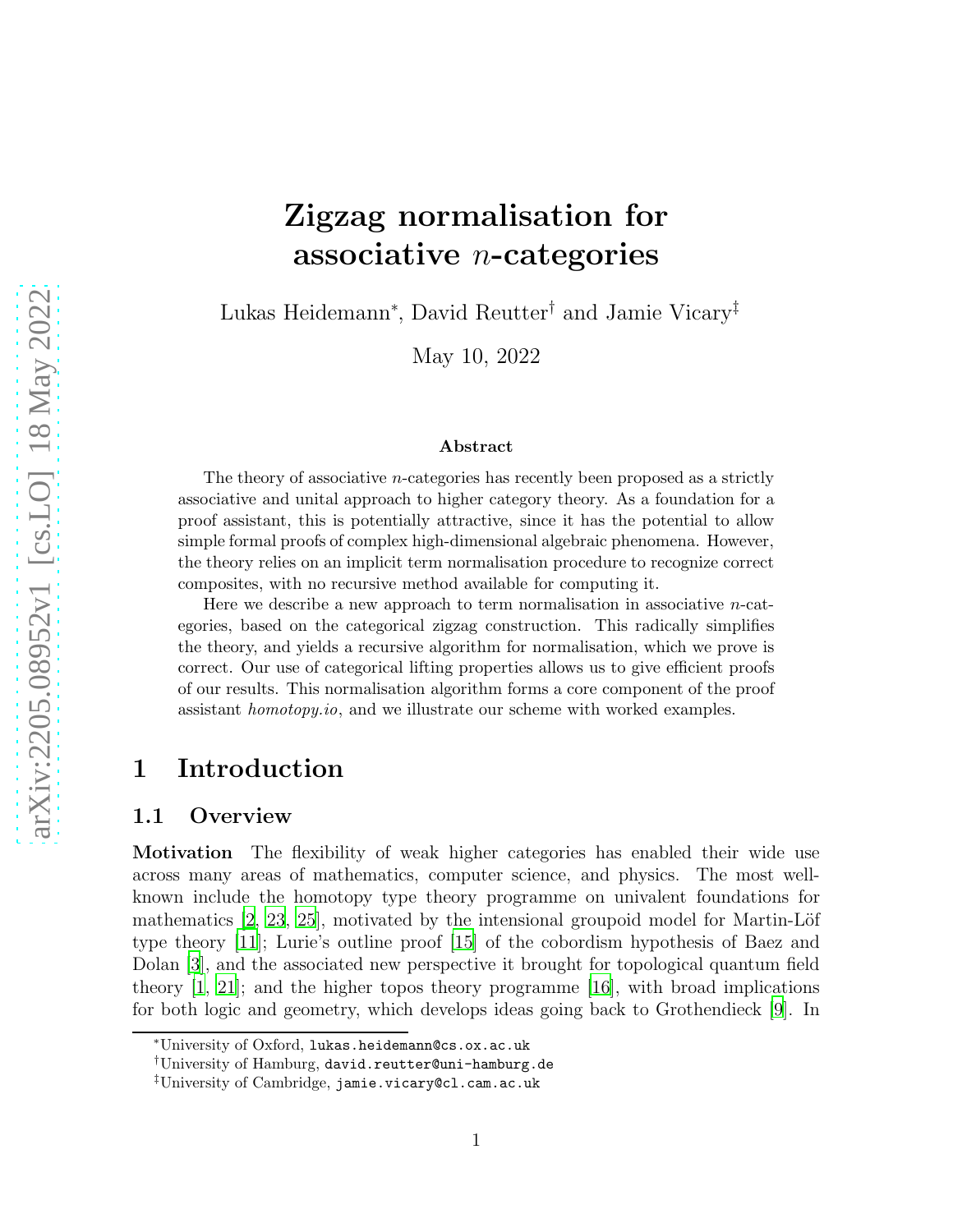# Zigzag normalisation for associative $n$-categories

Lukas Heidemann*, David Reutter† and Jamie Vicary‡

May 10, 2022

### Abstract

The theory of associative $n$-categories has recently been proposed as a strictly associative and unital approach to higher category theory. As a foundation for a proof assistant, this is potentially attractive, since it has the potential to allow simple formal proofs of complex high-dimensional algebraic phenomena. However, the theory relies on an implicit term normalisation procedure to recognize correct composites, with no recursive method available for computing it.

Here we describe a new approach to term normalisation in associative $n$-categories, based on the categorical zigzag construction. This radically simplifies the theory, and yields a recursive algorithm for normalisation, which we prove is correct. Our use of categorical lifting properties allows us to give efficient proofs of our results. This normalisation algorithm forms a core component of the proof assistant *homotopy.io*, and we illustrate our scheme with worked examples.

## 1 Introduction

### 1.1 Overview

**Motivation** The flexibility of weak higher categories has enabled their wide use across many areas of mathematics, computer science, and physics. The most well-known include the homotopy type theory programme on univalent foundations for mathematics [2, 23, 25], motivated by the intensional groupoid model for Martin-Löf type theory [11]; Lurie's outline proof [15] of the cobordism hypothesis of Baez and Dolan [3], and the associated new perspective it brought for topological quantum field theory [1, 21]; and the higher topos theory programme [16], with broad implications for both logic and geometry, which develops ideas going back to Grothendieck [9]. In

*University of Oxford, `lukas.heidemann@cs.ox.ac.uk`

†University of Hamburg, `david.reutter@uni-hamburg.de`

‡University of Cambridge, `jamie.vicary@cl.cam.ac.uk`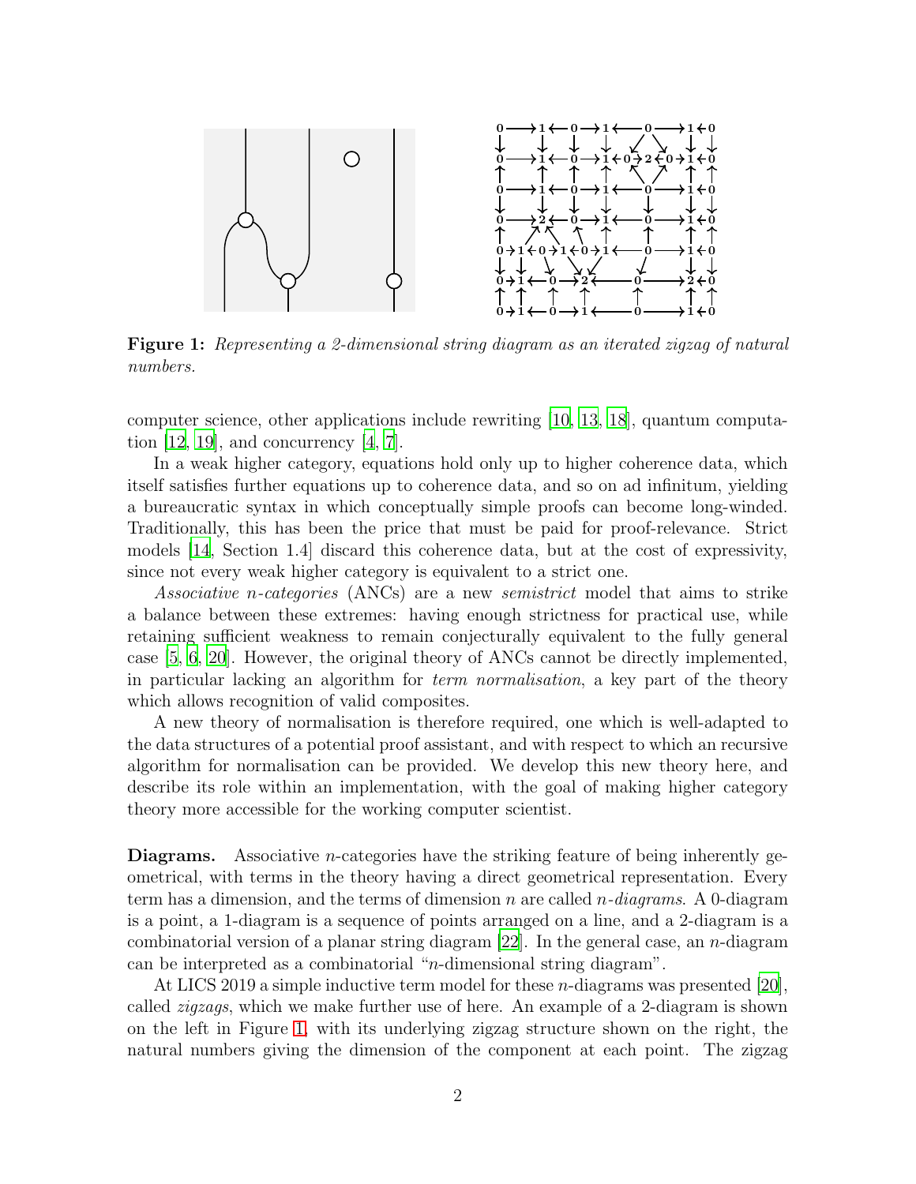**Figure 1:** *Representing a 2-dimensional string diagram as an iterated zigzag of natural numbers.*

computer science, other applications include rewriting [10, 13, 18], quantum computation [12, 19], and concurrency [4, 7].

In a weak higher category, equations hold only up to higher coherence data, which itself satisfies further equations up to coherence data, and so on ad infinitum, yielding a bureaucratic syntax in which conceptually simple proofs can become long-winded. Traditionally, this has been the price that must be paid for proof-relevance. Strict models [14, Section 1.4] discard this coherence data, but at the cost of expressivity, since not every weak higher category is equivalent to a strict one.

*Associative n-categories* (ANCs) are a new *semistrict* model that aims to strike a balance between these extremes: having enough strictness for practical use, while retaining sufficient weakness to remain conjecturally equivalent to the fully general case [5, 6, 20]. However, the original theory of ANCs cannot be directly implemented, in particular lacking an algorithm for *term normalisation*, a key part of the theory which allows recognition of valid composites.

A new theory of normalisation is therefore required, one which is well-adapted to the data structures of a potential proof assistant, and with respect to which an recursive algorithm for normalisation can be provided. We develop this new theory here, and describe its role within an implementation, with the goal of making higher category theory more accessible for the working computer scientist.

**Diagrams.** Associative $n$-categories have the striking feature of being inherently geometrical, with terms in the theory having a direct geometrical representation. Every term has a dimension, and the terms of dimension $n$ are called *$n$-diagrams*. A 0-diagram is a point, a 1-diagram is a sequence of points arranged on a line, and a 2-diagram is a combinatorial version of a planar string diagram [22]. In the general case, an $n$-diagram can be interpreted as a combinatorial "$n$-dimensional string diagram".

At LICS 2019 a simple inductive term model for these $n$-diagrams was presented [20], called *zigzags*, which we make further use of here. An example of a 2-diagram is shown on the left in Figure 1, with its underlying zigzag structure shown on the right, the natural numbers giving the dimension of the component at each point. The zigzag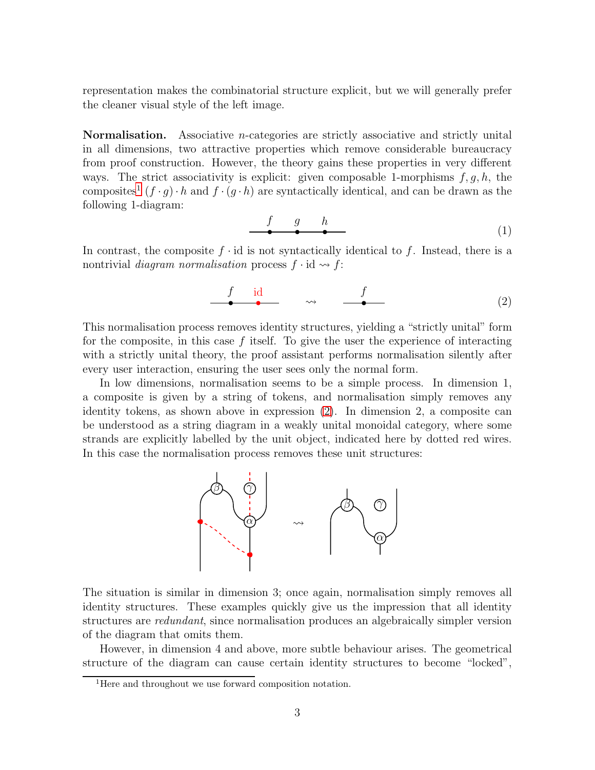representation makes the combinatorial structure explicit, but we will generally prefer the cleaner visual style of the left image.

**Normalisation.** Associative $n$-categories are strictly associative and strictly unital in all dimensions, two attractive properties which remove considerable bureaucracy from proof construction. However, the theory gains these properties in very different ways. The strict associativity is explicit: given composable 1-morphisms $f, g, h$, the composites[1] $(f \cdot g) \cdot h$ and $f \cdot (g \cdot h)$ are syntactically identical, and can be drawn as the following 1-diagram:

$$f \quad g \quad h \tag{1}$$

In contrast, the composite $f \cdot \mathrm{id}$ is not syntactically identical to $f$. Instead, there is a nontrivial *diagram normalisation* process $f \cdot \mathrm{id} \rightsquigarrow f$:

$$f \quad \mathrm{id} \quad \rightsquigarrow \quad f \tag{2}$$

This normalisation process removes identity structures, yielding a "strictly unital" form for the composite, in this case $f$ itself. To give the user the experience of interacting with a strictly unital theory, the proof assistant performs normalisation silently after every user interaction, ensuring the user sees only the normal form.

In low dimensions, normalisation seems to be a simple process. In dimension 1, a composite is given by a string of tokens, and normalisation simply removes any identity tokens, as shown above in expression (2). In dimension 2, a composite can be understood as a string diagram in a weakly unital monoidal category, where some strands are explicitly labelled by the unit object, indicated here by dotted red wires. In this case the normalisation process removes these unit structures:

The situation is similar in dimension 3; once again, normalisation simply removes all identity structures. These examples quickly give us the impression that all identity structures are *redundant*, since normalisation produces an algebraically simpler version of the diagram that omits them.

However, in dimension 4 and above, more subtle behaviour arises. The geometrical structure of the diagram can cause certain identity structures to become "locked",

[1] Here and throughout we use forward composition notation.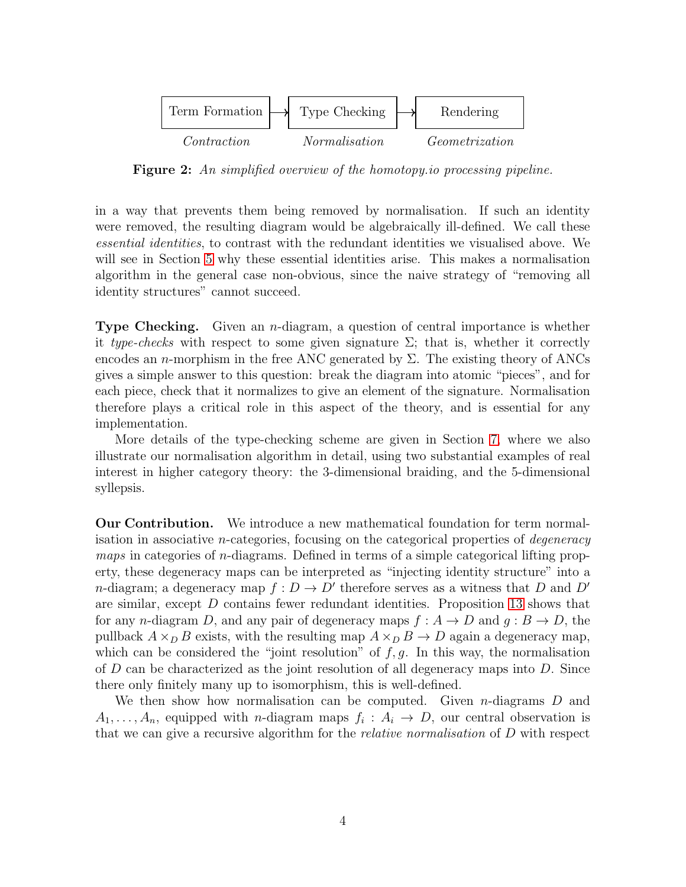Term Formation → Type Checking → Rendering

*Contraction* *Normalisation* *Geometrization*

**Figure 2:** *An simplified overview of the homotopy.io processing pipeline.*

in a way that prevents them being removed by normalisation. If such an identity were removed, the resulting diagram would be algebraically ill-defined. We call these *essential identities*, to contrast with the redundant identities we visualised above. We will see in Section 5 why these essential identities arise. This makes a normalisation algorithm in the general case non-obvious, since the naive strategy of "removing all identity structures" cannot succeed.

**Type Checking.** Given an $n$-diagram, a question of central importance is whether it *type-checks* with respect to some given signature $\Sigma$; that is, whether it correctly encodes an $n$-morphism in the free ANC generated by $\Sigma$. The existing theory of ANCs gives a simple answer to this question: break the diagram into atomic "pieces", and for each piece, check that it normalizes to give an element of the signature. Normalisation therefore plays a critical role in this aspect of the theory, and is essential for any implementation.

More details of the type-checking scheme are given in Section 7, where we also illustrate our normalisation algorithm in detail, using two substantial examples of real interest in higher category theory: the 3-dimensional braiding, and the 5-dimensional syllepsis.

**Our Contribution.** We introduce a new mathematical foundation for term normalisation in associative $n$-categories, focusing on the categorical properties of *degeneracy maps* in categories of $n$-diagrams. Defined in terms of a simple categorical lifting property, these degeneracy maps can be interpreted as "injecting identity structure" into a $n$-diagram; a degeneracy map $f : D \to D'$ therefore serves as a witness that $D$ and $D'$ are similar, except $D$ contains fewer redundant identities. Proposition 13 shows that for any $n$-diagram $D$, and any pair of degeneracy maps $f : A \to D$ and $g : B \to D$, the pullback $A \times_D B$ exists, with the resulting map $A \times_D B \to D$ again a degeneracy map, which can be considered the "joint resolution" of $f, g$. In this way, the normalisation of $D$ can be characterized as the joint resolution of all degeneracy maps into $D$. Since there only finitely many up to isomorphism, this is well-defined.

We then show how normalisation can be computed. Given $n$-diagrams $D$ and $A_1, \ldots, A_n$, equipped with $n$-diagram maps $f_i : A_i \to D$, our central observation is that we can give a recursive algorithm for the *relative normalisation* of $D$ with respect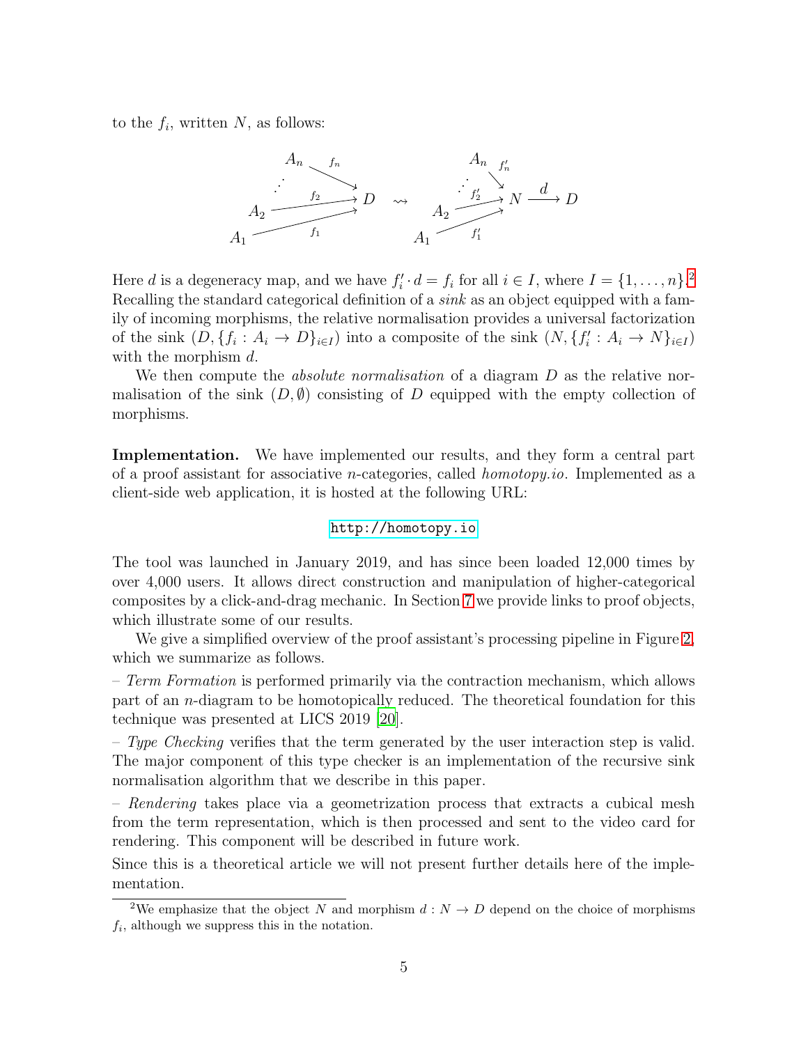to the $f_i$, written $N$, as follows:

$$
\begin{array}{ccc}
\begin{array}{l} A_n \xrightarrow{f_n} D \\ \quad\vdots \\ A_2 \xrightarrow{f_2} D \\ A_1 \xrightarrow{f_1} D \end{array} & \rightsquigarrow & \begin{array}{l} A_n \xrightarrow{f'_n} N \\ \quad\vdots \\ A_2 \xrightarrow{f'_2} N \xrightarrow{d} D \\ A_1 \xrightarrow{f'_1} N \end{array}
\end{array}
$$

Here $d$ is a degeneracy map, and we have $f'_i \cdot d = f_i$ for all $i \in I$, where $I = \{1, \ldots, n\}$.[2] Recalling the standard categorical definition of a *sink* as an object equipped with a family of incoming morphisms, the relative normalisation provides a universal factorization of the sink $(D, \{f_i : A_i \to D\}_{i \in I})$ into a composite of the sink $(N, \{f'_i : A_i \to N\}_{i \in I})$ with the morphism $d$.

We then compute the *absolute normalisation* of a diagram $D$ as the relative normalisation of the sink $(D, \emptyset)$ consisting of $D$ equipped with the empty collection of morphisms.

**Implementation.** We have implemented our results, and they form a central part of a proof assistant for associative $n$-categories, called *homotopy.io*. Implemented as a client-side web application, it is hosted at the following URL:

http://homotopy.io

The tool was launched in January 2019, and has since been loaded 12,000 times by over 4,000 users. It allows direct construction and manipulation of higher-categorical composites by a click-and-drag mechanic. In Section 7 we provide links to proof objects, which illustrate some of our results.

We give a simplified overview of the proof assistant's processing pipeline in Figure 2, which we summarize as follows.

– *Term Formation* is performed primarily via the contraction mechanism, which allows part of an $n$-diagram to be homotopically reduced. The theoretical foundation for this technique was presented at LICS 2019 [20].

– *Type Checking* verifies that the term generated by the user interaction step is valid. The major component of this type checker is an implementation of the recursive sink normalisation algorithm that we describe in this paper.

– *Rendering* takes place via a geometrization process that extracts a cubical mesh from the term representation, which is then processed and sent to the video card for rendering. This component will be described in future work.

Since this is a theoretical article we will not present further details here of the implementation.

[2] We emphasize that the object $N$ and morphism $d : N \to D$ depend on the choice of morphisms $f_i$, although we suppress this in the notation.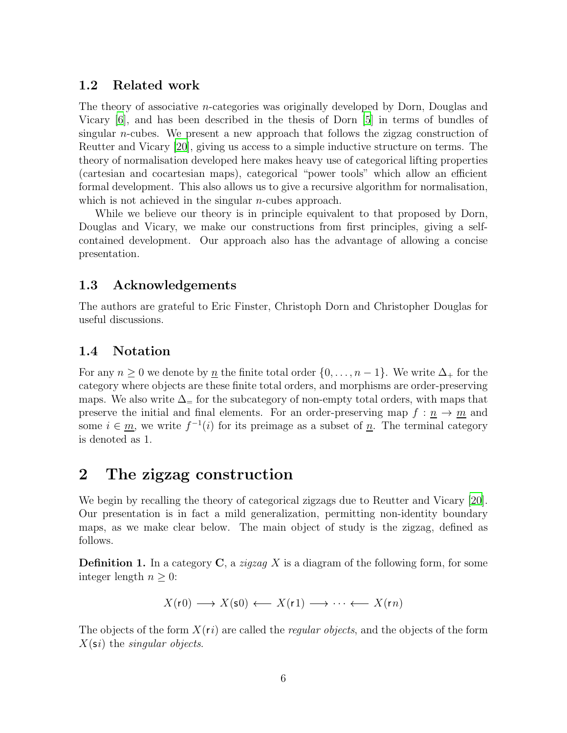## 1.2 Related work

The theory of associative $n$-categories was originally developed by Dorn, Douglas and Vicary [6], and has been described in the thesis of Dorn [5] in terms of bundles of singular $n$-cubes. We present a new approach that follows the zigzag construction of Reutter and Vicary [20], giving us access to a simple inductive structure on terms. The theory of normalisation developed here makes heavy use of categorical lifting properties (cartesian and cocartesian maps), categorical "power tools" which allow an efficient formal development. This also allows us to give a recursive algorithm for normalisation, which is not achieved in the singular $n$-cubes approach.

While we believe our theory is in principle equivalent to that proposed by Dorn, Douglas and Vicary, we make our constructions from first principles, giving a self-contained development. Our approach also has the advantage of allowing a concise presentation.

## 1.3 Acknowledgements

The authors are grateful to Eric Finster, Christoph Dorn and Christopher Douglas for useful discussions.

## 1.4 Notation

For any $n \geq 0$ we denote by $\underline{n}$ the finite total order $\{0, \ldots, n-1\}$. We write $\Delta_+$ for the category where objects are these finite total orders, and morphisms are order-preserving maps. We also write $\Delta_=$ for the subcategory of non-empty total orders, with maps that preserve the initial and final elements. For an order-preserving map $f : \underline{n} \to \underline{m}$ and some $i \in \underline{m}$, we write $f^{-1}(i)$ for its preimage as a subset of $\underline{n}$. The terminal category is denoted as 1.

# 2 The zigzag construction

We begin by recalling the theory of categorical zigzags due to Reutter and Vicary [20]. Our presentation is in fact a mild generalization, permitting non-identity boundary maps, as we make clear below. The main object of study is the zigzag, defined as follows.

**Definition 1.** In a category $\mathbf{C}$, a *zigzag* $X$ is a diagram of the following form, for some integer length $n \geq 0$:

$$X(\mathsf{r}0) \longrightarrow X(\mathsf{s}0) \longleftarrow X(\mathsf{r}1) \longrightarrow \cdots \longleftarrow X(\mathsf{r}n)$$

The objects of the form $X(\mathsf{r}i)$ are called the *regular objects*, and the objects of the form $X(\mathsf{s}i)$ the *singular objects*.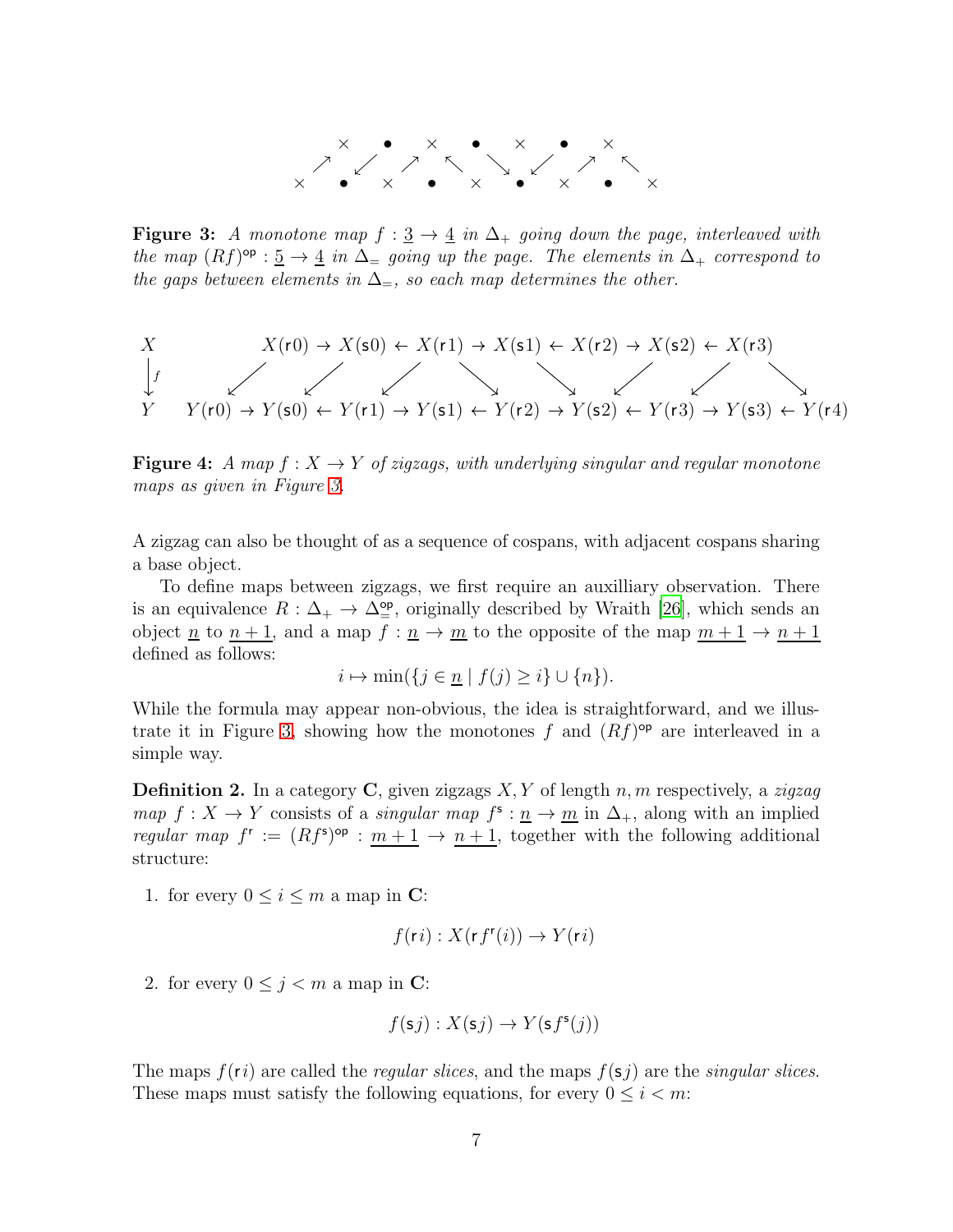$$
\begin{array}{ccccccccccccc}
 & & \times & & \bullet & & \times & & \bullet & & \times & & \bullet & & \times \\
 & \nearrow & & \swarrow & & \nearrow & & \nwarrow & & \searrow & & \swarrow & & \nearrow & & \nwarrow \\
\times & & \bullet & & \times & & \bullet & & \times & & \bullet & & \times & & \bullet & & \times
\end{array}
$$

**Figure 3:** *A monotone map $f : \underline{3} \to \underline{4}$ in $\Delta_+$ going down the page, interleaved with the map $(Rf)^{\mathsf{op}} : \underline{5} \to \underline{4}$ in $\Delta_=$ going up the page. The elements in $\Delta_+$ correspond to the gaps between elements in $\Delta_=$, so each map determines the other.*

$$
\begin{array}{c}
X \\
\downarrow f \\
Y
\end{array}
\qquad
\begin{array}{c}
X(\mathsf{r}0) \to X(\mathsf{s}0) \leftarrow X(\mathsf{r}1) \to X(\mathsf{s}1) \leftarrow X(\mathsf{r}2) \to X(\mathsf{s}2) \leftarrow X(\mathsf{r}3) \\
\swarrow \quad \swarrow \quad \swarrow \quad \searrow \quad \searrow \quad \swarrow \quad \swarrow \quad \searrow \\
Y(\mathsf{r}0) \to Y(\mathsf{s}0) \leftarrow Y(\mathsf{r}1) \to Y(\mathsf{s}1) \leftarrow Y(\mathsf{r}2) \to Y(\mathsf{s}2) \leftarrow Y(\mathsf{r}3) \to Y(\mathsf{s}3) \leftarrow Y(\mathsf{r}4)
\end{array}
$$

**Figure 4:** *A map $f : X \to Y$ of zigzags, with underlying singular and regular monotone maps as given in Figure 3.*

A zigzag can also be thought of as a sequence of cospans, with adjacent cospans sharing a base object.

To define maps between zigzags, we first require an auxilliary observation. There is an equivalence $R : \Delta_+ \to \Delta_=^{\mathsf{op}}$, originally described by Wraith [26], which sends an object $\underline{n}$ to $\underline{n+1}$, and a map $f : \underline{n} \to \underline{m}$ to the opposite of the map $\underline{m+1} \to \underline{n+1}$ defined as follows:

$$i \mapsto \min(\{j \in \underline{n} \mid f(j) \geq i\} \cup \{n\}).$$

While the formula may appear non-obvious, the idea is straightforward, and we illustrate it in Figure 3, showing how the monotones $f$ and $(Rf)^{\mathsf{op}}$ are interleaved in a simple way.

**Definition 2.** In a category $\mathbf{C}$, given zigzags $X, Y$ of length $n, m$ respectively, a *zigzag map* $f : X \to Y$ consists of a *singular map* $f^{\mathsf{s}} : \underline{n} \to \underline{m}$ in $\Delta_+$, along with an implied *regular map* $f^{\mathsf{r}} := (Rf^{\mathsf{s}})^{\mathsf{op}} : \underline{m+1} \to \underline{n+1}$, together with the following additional structure:

1. for every $0 \leq i \leq m$ a map in $\mathbf{C}$:

$$f(\mathsf{r}i) : X(\mathsf{r}f^{\mathsf{r}}(i)) \to Y(\mathsf{r}i)$$

2. for every $0 \leq j < m$ a map in $\mathbf{C}$:

$$f(\mathsf{s}j) : X(\mathsf{s}j) \to Y(\mathsf{s}f^{\mathsf{s}}(j))$$

The maps $f(\mathsf{r}i)$ are called the *regular slices*, and the maps $f(\mathsf{s}j)$ are the *singular slices*. These maps must satisfy the following equations, for every $0 \leq i < m$: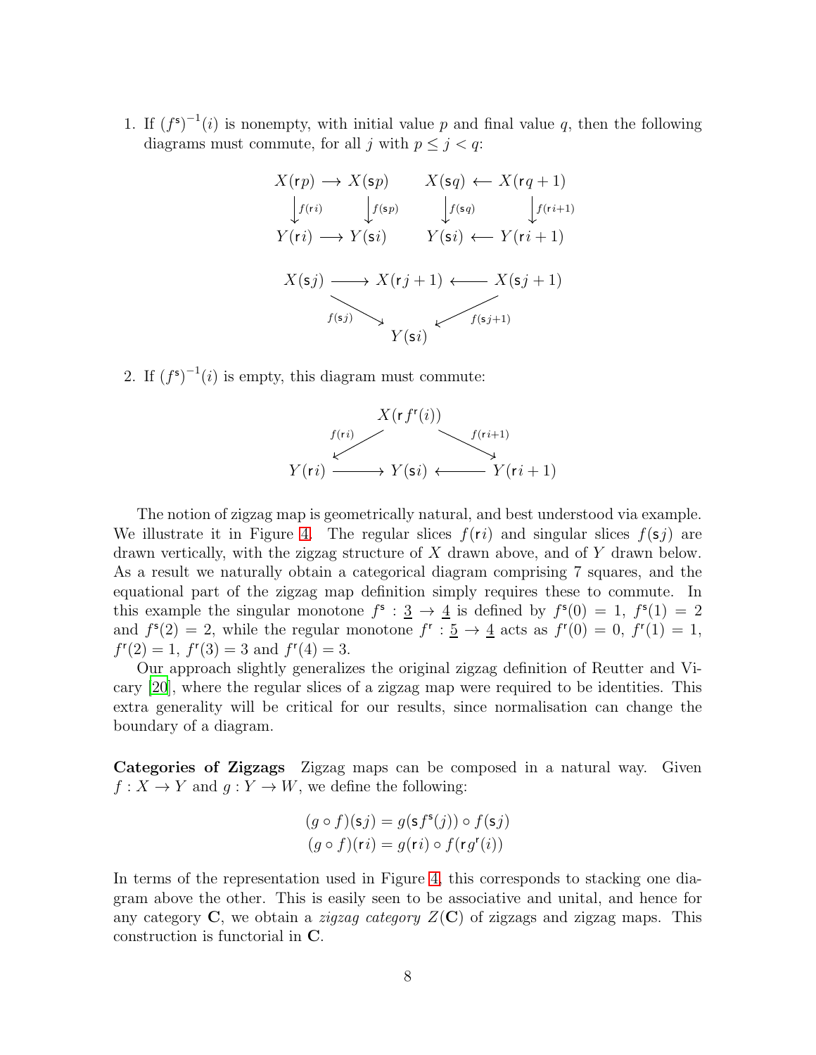1. If $(f^{\mathsf{s}})^{-1}(i)$ is nonempty, with initial value $p$ and final value $q$, then the following diagrams must commute, for all $j$ with $p \leq j < q$:

$$
\begin{array}{ccc}
X(\mathsf{r}p) & \longrightarrow & X(\mathsf{s}p) \\
\downarrow{\scriptstyle f(\mathsf{r}i)} & & \downarrow{\scriptstyle f(\mathsf{s}p)} \\
Y(\mathsf{r}i) & \longrightarrow & Y(\mathsf{s}i)
\end{array}
\qquad
\begin{array}{ccc}
X(\mathsf{s}q) & \longleftarrow & X(\mathsf{r}q+1) \\
\downarrow{\scriptstyle f(\mathsf{s}q)} & & \downarrow{\scriptstyle f(\mathsf{r}i+1)} \\
Y(\mathsf{s}i) & \longleftarrow & Y(\mathsf{r}i+1)
\end{array}
$$

$$
\begin{array}{ccccc}
X(\mathsf{s}j) & \longrightarrow & X(\mathsf{r}j+1) & \longleftarrow & X(\mathsf{s}j+1) \\
& {\scriptstyle f(\mathsf{s}j)}\searrow & & \swarrow{\scriptstyle f(\mathsf{s}j+1)} & \\
& & Y(\mathsf{s}i) & &
\end{array}
$$

2. If $(f^{\mathsf{s}})^{-1}(i)$ is empty, this diagram must commute:

$$
\begin{array}{ccccc}
& & X(\mathsf{r}\,f^{\mathsf{r}}(i)) & & \\
& {\scriptstyle f(\mathsf{r}i)}\swarrow & & \searrow{\scriptstyle f(\mathsf{r}i+1)} & \\
Y(\mathsf{r}i) & \longrightarrow & Y(\mathsf{s}i) & \longleftarrow & Y(\mathsf{r}i+1)
\end{array}
$$

The notion of zigzag map is geometrically natural, and best understood via example. We illustrate it in Figure 4. The regular slices $f(\mathsf{r}i)$ and singular slices $f(\mathsf{s}j)$ are drawn vertically, with the zigzag structure of $X$ drawn above, and of $Y$ drawn below. As a result we naturally obtain a categorical diagram comprising 7 squares, and the equational part of the zigzag map definition simply requires these to commute. In this example the singular monotone $f^{\mathsf{s}} : \underline{3} \to \underline{4}$ is defined by $f^{\mathsf{s}}(0) = 1$, $f^{\mathsf{s}}(1) = 2$ and $f^{\mathsf{s}}(2) = 2$, while the regular monotone $f^{\mathsf{r}} : \underline{5} \to \underline{4}$ acts as $f^{\mathsf{r}}(0) = 0$, $f^{\mathsf{r}}(1) = 1$, $f^{\mathsf{r}}(2) = 1$, $f^{\mathsf{r}}(3) = 3$ and $f^{\mathsf{r}}(4) = 3$.

Our approach slightly generalizes the original zigzag definition of Reutter and Vicary [20], where the regular slices of a zigzag map were required to be identities. This extra generality will be critical for our results, since normalisation can change the boundary of a diagram.

**Categories of Zigzags** Zigzag maps can be composed in a natural way. Given $f : X \to Y$ and $g : Y \to W$, we define the following:

$$
\begin{aligned}
(g \circ f)(\mathsf{s}j) &= g(\mathsf{s}\,f^{\mathsf{s}}(j)) \circ f(\mathsf{s}j) \\
(g \circ f)(\mathsf{r}i) &= g(\mathsf{r}i) \circ f(\mathsf{r}\,g^{\mathsf{r}}(i))
\end{aligned}
$$

In terms of the representation used in Figure 4, this corresponds to stacking one diagram above the other. This is easily seen to be associative and unital, and hence for any category $\mathbf{C}$, we obtain a *zigzag category* $Z(\mathbf{C})$ of zigzags and zigzag maps. This construction is functorial in $\mathbf{C}$.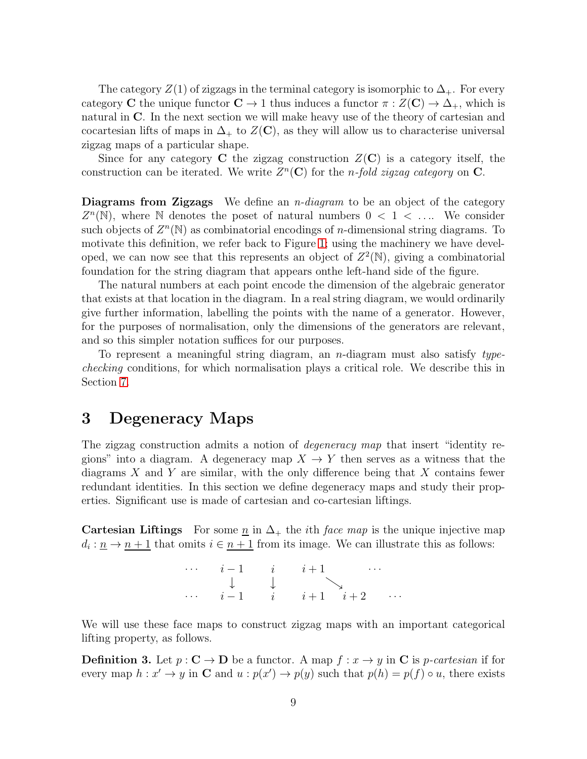The category $Z(1)$ of zigzags in the terminal category is isomorphic to $\Delta_+$. For every category $\mathbf{C}$ the unique functor $\mathbf{C} \to 1$ thus induces a functor $\pi : Z(\mathbf{C}) \to \Delta_+$, which is natural in $\mathbf{C}$. In the next section we will make heavy use of the theory of cartesian and cocartesian lifts of maps in $\Delta_+$ to $Z(\mathbf{C})$, as they will allow us to characterise universal zigzag maps of a particular shape.

Since for any category $\mathbf{C}$ the zigzag construction $Z(\mathbf{C})$ is a category itself, the construction can be iterated. We write $Z^n(\mathbf{C})$ for the *n-fold zigzag category* on $\mathbf{C}$.

**Diagrams from Zigzags** We define an *n-diagram* to be an object of the category $Z^n(\mathbb{N})$, where $\mathbb{N}$ denotes the poset of natural numbers $0 < 1 < \ldots$. We consider such objects of $Z^n(\mathbb{N})$ as combinatorial encodings of $n$-dimensional string diagrams. To motivate this definition, we refer back to Figure 1; using the machinery we have developed, we can now see that this represents an object of $Z^2(\mathbb{N})$, giving a combinatorial foundation for the string diagram that appears onthe left-hand side of the figure.

The natural numbers at each point encode the dimension of the algebraic generator that exists at that location in the diagram. In a real string diagram, we would ordinarily give further information, labelling the points with the name of a generator. However, for the purposes of normalisation, only the dimensions of the generators are relevant, and so this simpler notation suffices for our purposes.

To represent a meaningful string diagram, an $n$-diagram must also satisfy *type-checking* conditions, for which normalisation plays a critical role. We describe this in Section 7.

# 3 Degeneracy Maps

The zigzag construction admits a notion of *degeneracy map* that insert "identity regions" into a diagram. A degeneracy map $X \to Y$ then serves as a witness that the diagrams $X$ and $Y$ are similar, with the only difference being that $X$ contains fewer redundant identities. In this section we define degeneracy maps and study their properties. Significant use is made of cartesian and co-cartesian liftings.

**Cartesian Liftings** For some $\underline{n}$ in $\Delta_+$ the $i$th *face map* is the unique injective map $d_i : \underline{n} \to \underline{n+1}$ that omits $i \in \underline{n+1}$ from its image. We can illustrate this as follows:

$$
\begin{array}{ccccccc}
\cdots & i-1 & i & i+1 & & \cdots & \\
 & \downarrow & \downarrow & & \searrow & & \\
\cdots & i-1 & i & i+1 & i+2 & & \cdots
\end{array}
$$

We will use these face maps to construct zigzag maps with an important categorical lifting property, as follows.

**Definition 3.** Let $p : \mathbf{C} \to \mathbf{D}$ be a functor. A map $f : x \to y$ in $\mathbf{C}$ is *p-cartesian* if for every map $h : x' \to y$ in $\mathbf{C}$ and $u : p(x') \to p(y)$ such that $p(h) = p(f) \circ u$, there exists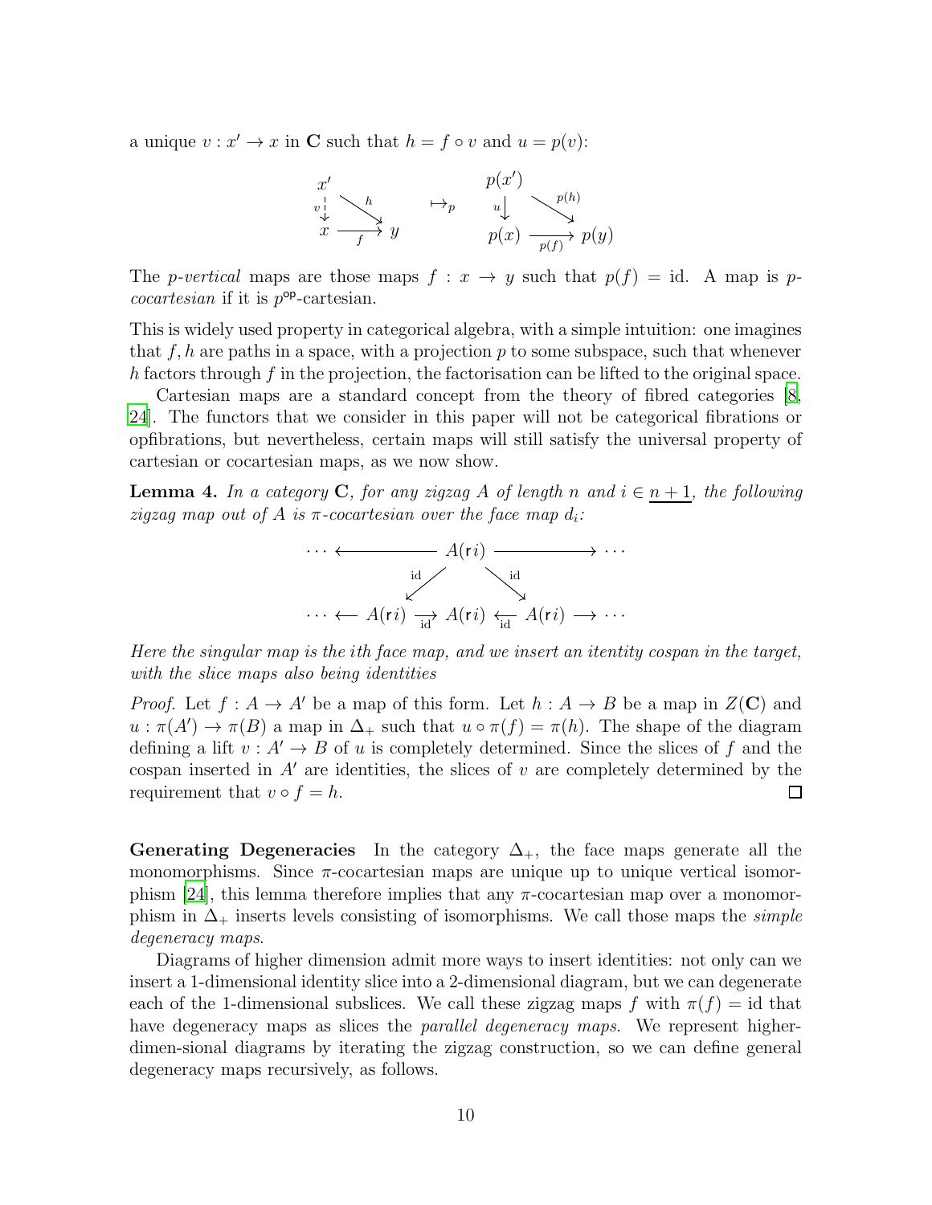a unique $v : x' \to x$ in $\mathbf{C}$ such that $h = f \circ v$ and $u = p(v)$:

$$
\begin{array}{ccc}
x' & & \\
{\scriptstyle v}\downarrow & \searrow^{h} & \\
x & \xrightarrow[f]{} & y
\end{array}
\qquad \mapsto_p \qquad
\begin{array}{ccc}
p(x') & & \\
{\scriptstyle u}\downarrow & \searrow^{p(h)} & \\
p(x) & \xrightarrow[p(f)]{} & p(y)
\end{array}
$$

The *p-vertical* maps are those maps $f : x \to y$ such that $p(f) = \mathrm{id}$. A map is *p-cocartesian* if it is $p^{\mathsf{op}}$-cartesian.

This is widely used property in categorical algebra, with a simple intuition: one imagines that $f, h$ are paths in a space, with a projection $p$ to some subspace, such that whenever $h$ factors through $f$ in the projection, the factorisation can be lifted to the original space.

Cartesian maps are a standard concept from the theory of fibred categories [8, 24]. The functors that we consider in this paper will not be categorical fibrations or opfibrations, but nevertheless, certain maps will still satisfy the universal property of cartesian or cocartesian maps, as we now show.

**Lemma 4.** *In a category $\mathbf{C}$, for any zigzag $A$ of length $n$ and $i \in \underline{n+1}$, the following zigzag map out of $A$ is $\pi$-cocartesian over the face map $d_i$:*

$$
\begin{array}{ccccccc}
\cdots & \longleftarrow & & A(\mathsf{r}i) & & \longrightarrow & \cdots \\
& & {\scriptstyle \mathrm{id}}\swarrow & & \searrow{\scriptstyle \mathrm{id}} & & \\
\cdots \longleftarrow & A(\mathsf{r}i) & \xrightarrow[\mathrm{id}]{} & A(\mathsf{r}i) & \xleftarrow[\mathrm{id}]{} & A(\mathsf{r}i) & \longrightarrow \cdots
\end{array}
$$

*Here the singular map is the ith face map, and we insert an itentity cospan in the target, with the slice maps also being identities*

*Proof.* Let $f : A \to A'$ be a map of this form. Let $h : A \to B$ be a map in $Z(\mathbf{C})$ and $u : \pi(A') \to \pi(B)$ a map in $\Delta_+$ such that $u \circ \pi(f) = \pi(h)$. The shape of the diagram defining a lift $v : A' \to B$ of $u$ is completely determined. Since the slices of $f$ and the cospan inserted in $A'$ are identities, the slices of $v$ are completely determined by the requirement that $v \circ f = h$. $\square$

**Generating Degeneracies** In the category $\Delta_+$, the face maps generate all the monomorphisms. Since $\pi$-cocartesian maps are unique up to unique vertical isomorphism [24], this lemma therefore implies that any $\pi$-cocartesian map over a monomorphism in $\Delta_+$ inserts levels consisting of isomorphisms. We call those maps the *simple degeneracy maps*.

Diagrams of higher dimension admit more ways to insert identities: not only can we insert a 1-dimensional identity slice into a 2-dimensional diagram, but we can degenerate each of the 1-dimensional subslices. We call these zigzag maps $f$ with $\pi(f) = \mathrm{id}$ that have degeneracy maps as slices the *parallel degeneracy maps*. We represent higher-dimen-sional diagrams by iterating the zigzag construction, so we can define general degeneracy maps recursively, as follows.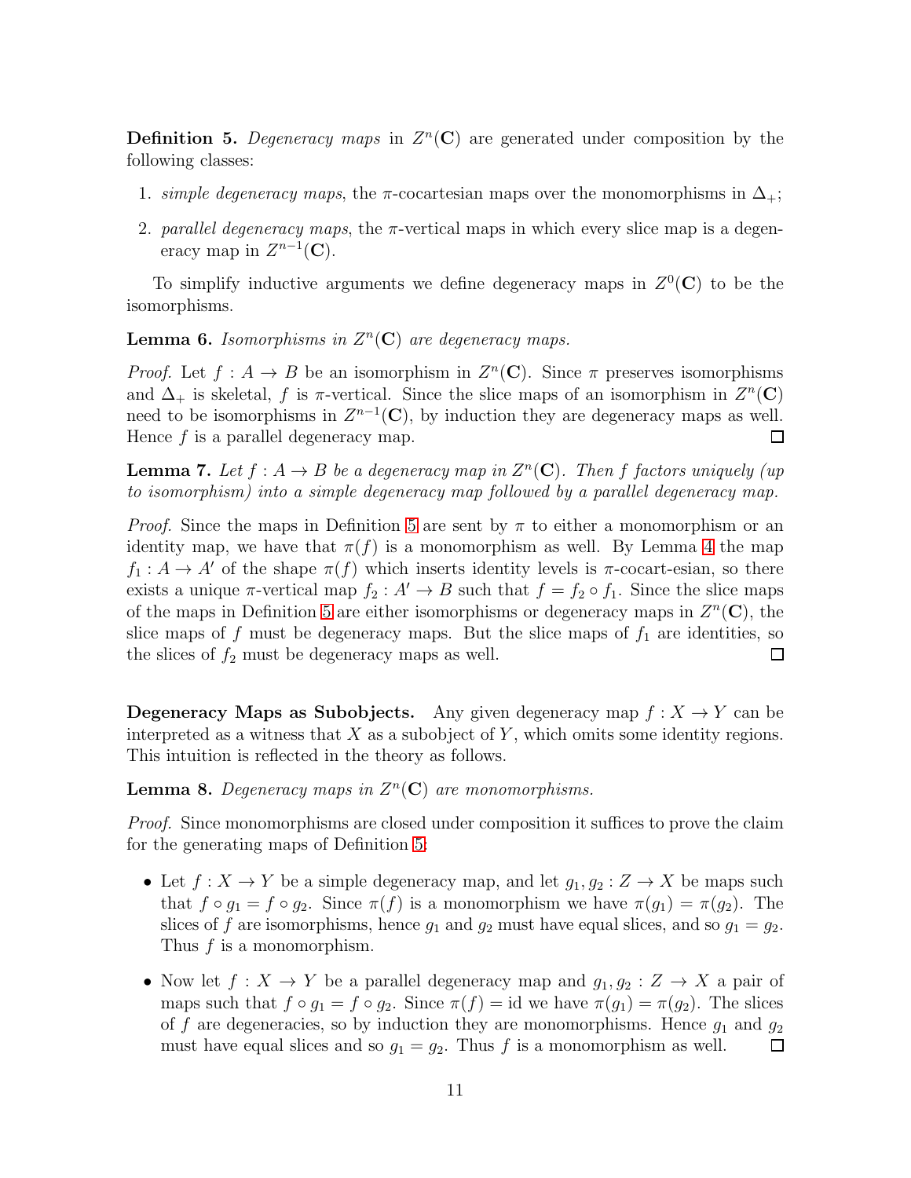**Definition 5.** *Degeneracy maps* in $Z^n(\mathbf{C})$ are generated under composition by the following classes:

1. *simple degeneracy maps*, the $\pi$-cocartesian maps over the monomorphisms in $\Delta_+$;
2. *parallel degeneracy maps*, the $\pi$-vertical maps in which every slice map is a degeneracy map in $Z^{n-1}(\mathbf{C})$.

To simplify inductive arguments we define degeneracy maps in $Z^0(\mathbf{C})$ to be the isomorphisms.

**Lemma 6.** *Isomorphisms in $Z^n(\mathbf{C})$ are degeneracy maps.*

*Proof.* Let $f : A \to B$ be an isomorphism in $Z^n(\mathbf{C})$. Since $\pi$ preserves isomorphisms and $\Delta_+$ is skeletal, $f$ is $\pi$-vertical. Since the slice maps of an isomorphism in $Z^n(\mathbf{C})$ need to be isomorphisms in $Z^{n-1}(\mathbf{C})$, by induction they are degeneracy maps as well. Hence $f$ is a parallel degeneracy map. □

**Lemma 7.** *Let $f : A \to B$ be a degeneracy map in $Z^n(\mathbf{C})$. Then $f$ factors uniquely (up to isomorphism) into a simple degeneracy map followed by a parallel degeneracy map.*

*Proof.* Since the maps in Definition 5 are sent by $\pi$ to either a monomorphism or an identity map, we have that $\pi(f)$ is a monomorphism as well. By Lemma 4 the map $f_1 : A \to A'$ of the shape $\pi(f)$ which inserts identity levels is $\pi$-cocart-esian, so there exists a unique $\pi$-vertical map $f_2 : A' \to B$ such that $f = f_2 \circ f_1$. Since the slice maps of the maps in Definition 5 are either isomorphisms or degeneracy maps in $Z^n(\mathbf{C})$, the slice maps of $f$ must be degeneracy maps. But the slice maps of $f_1$ are identities, so the slices of $f_2$ must be degeneracy maps as well. □

**Degeneracy Maps as Subobjects.** Any given degeneracy map $f : X \to Y$ can be interpreted as a witness that $X$ as a subobject of $Y$, which omits some identity regions. This intuition is reflected in the theory as follows.

**Lemma 8.** *Degeneracy maps in $Z^n(\mathbf{C})$ are monomorphisms.*

*Proof.* Since monomorphisms are closed under composition it suffices to prove the claim for the generating maps of Definition 5:

- Let $f : X \to Y$ be a simple degeneracy map, and let $g_1, g_2 : Z \to X$ be maps such that $f \circ g_1 = f \circ g_2$. Since $\pi(f)$ is a monomorphism we have $\pi(g_1) = \pi(g_2)$. The slices of $f$ are isomorphisms, hence $g_1$ and $g_2$ must have equal slices, and so $g_1 = g_2$. Thus $f$ is a monomorphism.
- Now let $f : X \to Y$ be a parallel degeneracy map and $g_1, g_2 : Z \to X$ a pair of maps such that $f \circ g_1 = f \circ g_2$. Since $\pi(f) = \mathrm{id}$ we have $\pi(g_1) = \pi(g_2)$. The slices of $f$ are degeneracies, so by induction they are monomorphisms. Hence $g_1$ and $g_2$ must have equal slices and so $g_1 = g_2$. Thus $f$ is a monomorphism as well. □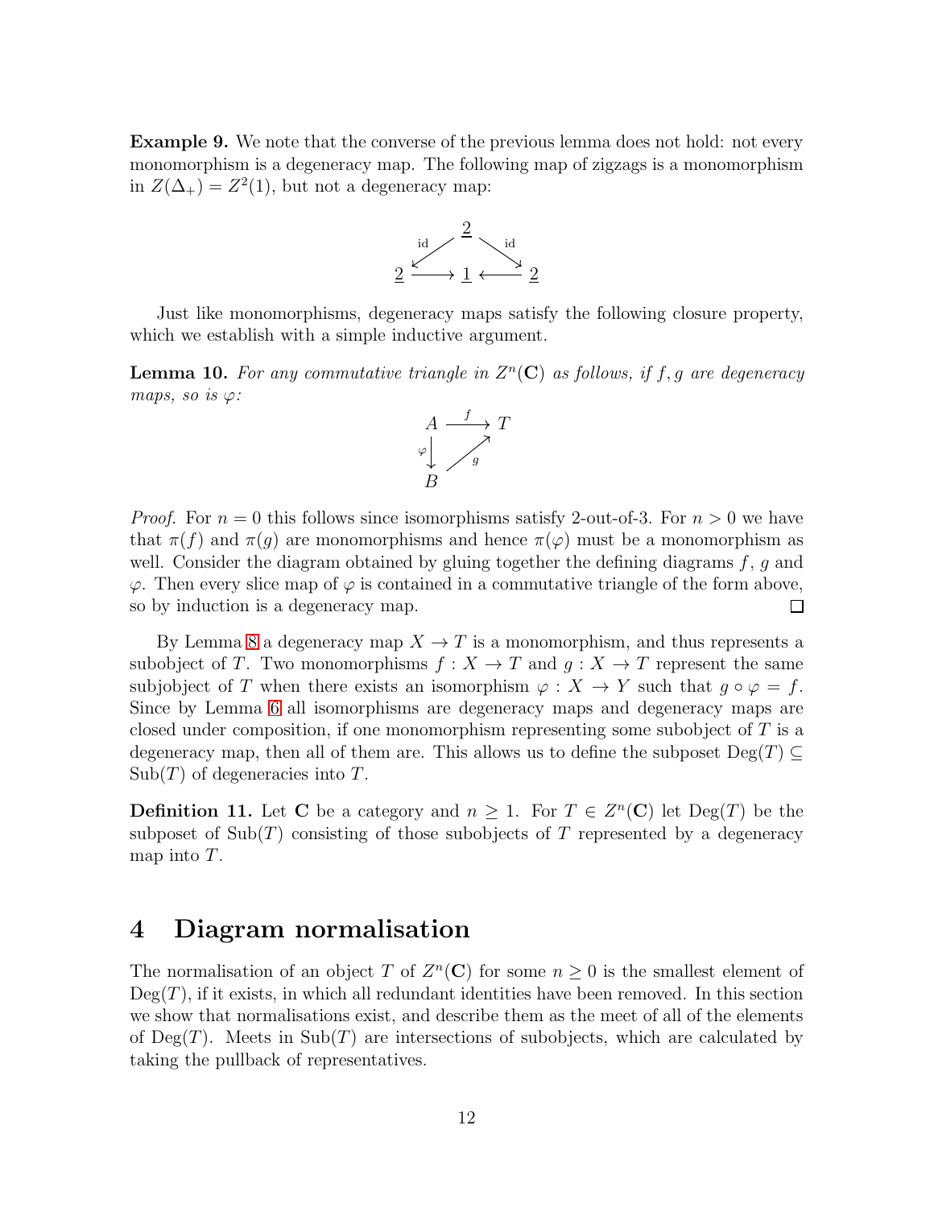**Example 9.** We note that the converse of the previous lemma does not hold: not every monomorphism is a degeneracy map. The following map of zigzags is a monomorphism in $Z(\Delta_+) = Z^2(1)$, but not a degeneracy map:

$$
\begin{array}{ccccc}
 & & \underline{2} & & \\
 & \overset{\text{id}}{\swarrow} & & \overset{\text{id}}{\searrow} & \\
\underline{2} & \longrightarrow & \underline{1} & \longleftarrow & \underline{2}
\end{array}
$$

Just like monomorphisms, degeneracy maps satisfy the following closure property, which we establish with a simple inductive argument.

**Lemma 10.** *For any commutative triangle in $Z^n(\mathbf{C})$ as follows, if $f, g$ are degeneracy maps, so is $\varphi$:*

$$
\begin{array}{ccc}
A & \xrightarrow{f} & T \\
{\scriptstyle\varphi}\downarrow & \nearrow_{g} & \\
B & &
\end{array}
$$

*Proof.* For $n = 0$ this follows since isomorphisms satisfy 2-out-of-3. For $n > 0$ we have that $\pi(f)$ and $\pi(g)$ are monomorphisms and hence $\pi(\varphi)$ must be a monomorphism as well. Consider the diagram obtained by gluing together the defining diagrams $f$, $g$ and $\varphi$. Then every slice map of $\varphi$ is contained in a commutative triangle of the form above, so by induction is a degeneracy map. □

By Lemma 8 a degeneracy map $X \to T$ is a monomorphism, and thus represents a subobject of $T$. Two monomorphisms $f : X \to T$ and $g : X \to T$ represent the same subjobject of $T$ when there exists an isomorphism $\varphi : X \to Y$ such that $g \circ \varphi = f$. Since by Lemma 6 all isomorphisms are degeneracy maps and degeneracy maps are closed under composition, if one monomorphism representing some subobject of $T$ is a degeneracy map, then all of them are. This allows us to define the subposet $\mathrm{Deg}(T) \subseteq \mathrm{Sub}(T)$ of degeneracies into $T$.

**Definition 11.** Let $\mathbf{C}$ be a category and $n \geq 1$. For $T \in Z^n(\mathbf{C})$ let $\mathrm{Deg}(T)$ be the subposet of $\mathrm{Sub}(T)$ consisting of those subobjects of $T$ represented by a degeneracy map into $T$.

# 4 Diagram normalisation

The normalisation of an object $T$ of $Z^n(\mathbf{C})$ for some $n \geq 0$ is the smallest element of $\mathrm{Deg}(T)$, if it exists, in which all redundant identities have been removed. In this section we show that normalisations exist, and describe them as the meet of all of the elements of $\mathrm{Deg}(T)$. Meets in $\mathrm{Sub}(T)$ are intersections of subobjects, which are calculated by taking the pullback of representatives.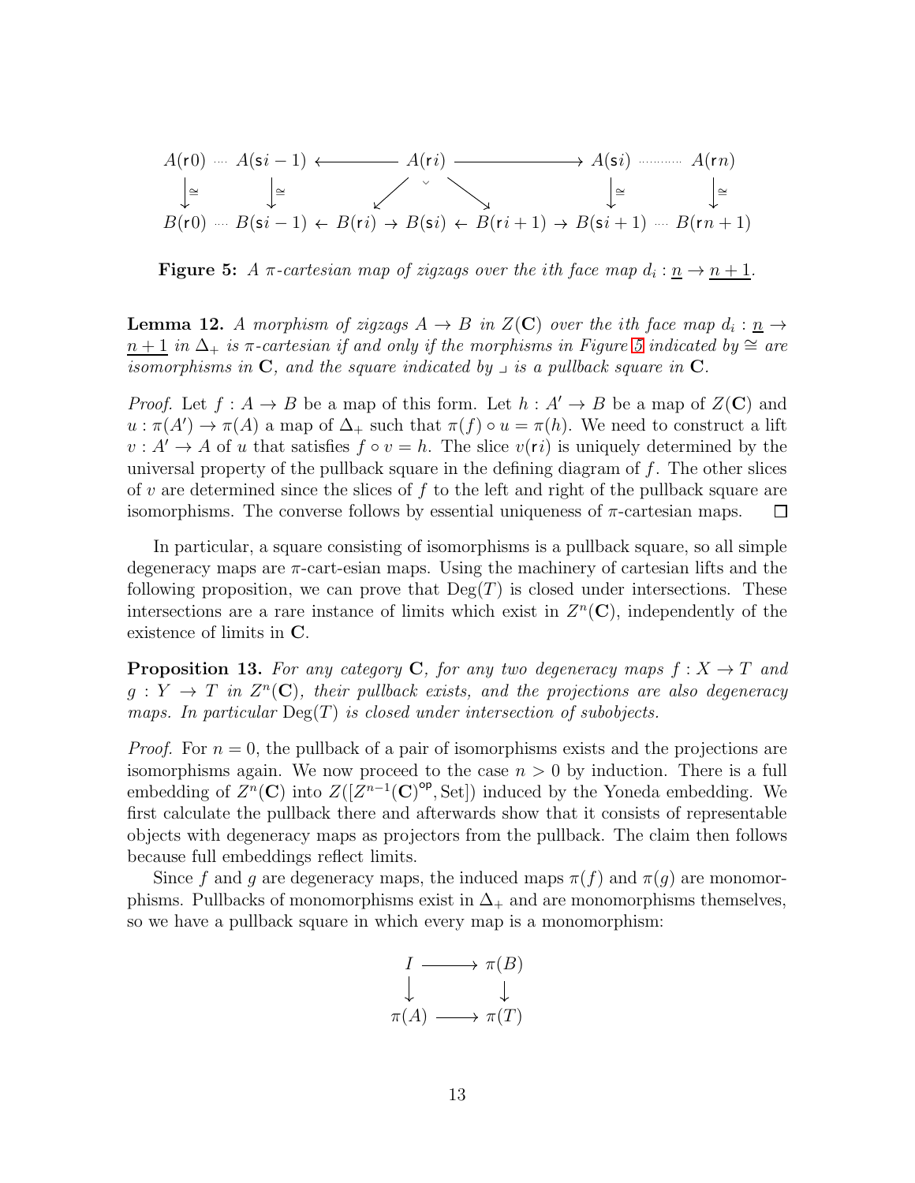$$
\begin{array}{ccccccccc}
A(\mathsf{r}0) & \cdots & A(\mathsf{s}i-1) & \longleftarrow & A(\mathsf{r}i) & \longrightarrow & A(\mathsf{s}i) & \cdots & A(\mathsf{r}n) \\
\downarrow\cong & & \downarrow\cong & \swarrow & \lrcorner & \searrow & \downarrow\cong & & \downarrow\cong \\
B(\mathsf{r}0) & \cdots & B(\mathsf{s}i-1) \leftarrow B(\mathsf{r}i) & \rightarrow & B(\mathsf{s}i) & \leftarrow & B(\mathsf{r}i+1) \rightarrow B(\mathsf{s}i+1) & \cdots & B(\mathsf{r}n+1)
\end{array}
$$

**Figure 5:** *A $\pi$-cartesian map of zigzags over the ith face map $d_i : \underline{n} \to \underline{n+1}$.*

**Lemma 12.** *A morphism of zigzags $A \to B$ in $Z(\mathbf{C})$ over the ith face map $d_i : \underline{n} \to \underline{n+1}$ in $\Delta_+$ is $\pi$-cartesian if and only if the morphisms in Figure 5 indicated by $\cong$ are isomorphisms in $\mathbf{C}$, and the square indicated by $\lrcorner$ is a pullback square in $\mathbf{C}$.*

*Proof.* Let $f : A \to B$ be a map of this form. Let $h : A' \to B$ be a map of $Z(\mathbf{C})$ and $u : \pi(A') \to \pi(A)$ a map of $\Delta_+$ such that $\pi(f) \circ u = \pi(h)$. We need to construct a lift $v : A' \to A$ of $u$ that satisfies $f \circ v = h$. The slice $v(\mathsf{r}i)$ is uniquely determined by the universal property of the pullback square in the defining diagram of $f$. The other slices of $v$ are determined since the slices of $f$ to the left and right of the pullback square are isomorphisms. The converse follows by essential uniqueness of $\pi$-cartesian maps. $\square$

In particular, a square consisting of isomorphisms is a pullback square, so all simple degeneracy maps are $\pi$-cart-esian maps. Using the machinery of cartesian lifts and the following proposition, we can prove that $\mathrm{Deg}(T)$ is closed under intersections. These intersections are a rare instance of limits which exist in $Z^n(\mathbf{C})$, independently of the existence of limits in $\mathbf{C}$.

**Proposition 13.** *For any category $\mathbf{C}$, for any two degeneracy maps $f : X \to T$ and $g : Y \to T$ in $Z^n(\mathbf{C})$, their pullback exists, and the projections are also degeneracy maps. In particular $\mathrm{Deg}(T)$ is closed under intersection of subobjects.*

*Proof.* For $n = 0$, the pullback of a pair of isomorphisms exists and the projections are isomorphisms again. We now proceed to the case $n > 0$ by induction. There is a full embedding of $Z^n(\mathbf{C})$ into $Z([Z^{n-1}(\mathbf{C})^{\mathsf{op}}, \mathrm{Set}])$ induced by the Yoneda embedding. We first calculate the pullback there and afterwards show that it consists of representable objects with degeneracy maps as projectors from the pullback. The claim then follows because full embeddings reflect limits.

Since $f$ and $g$ are degeneracy maps, the induced maps $\pi(f)$ and $\pi(g)$ are monomorphisms. Pullbacks of monomorphisms exist in $\Delta_+$ and are monomorphisms themselves, so we have a pullback square in which every map is a monomorphism:

$$
\begin{array}{ccc}
I & \longrightarrow & \pi(B) \\
\downarrow & & \downarrow \\
\pi(A) & \longrightarrow & \pi(T)
\end{array}
$$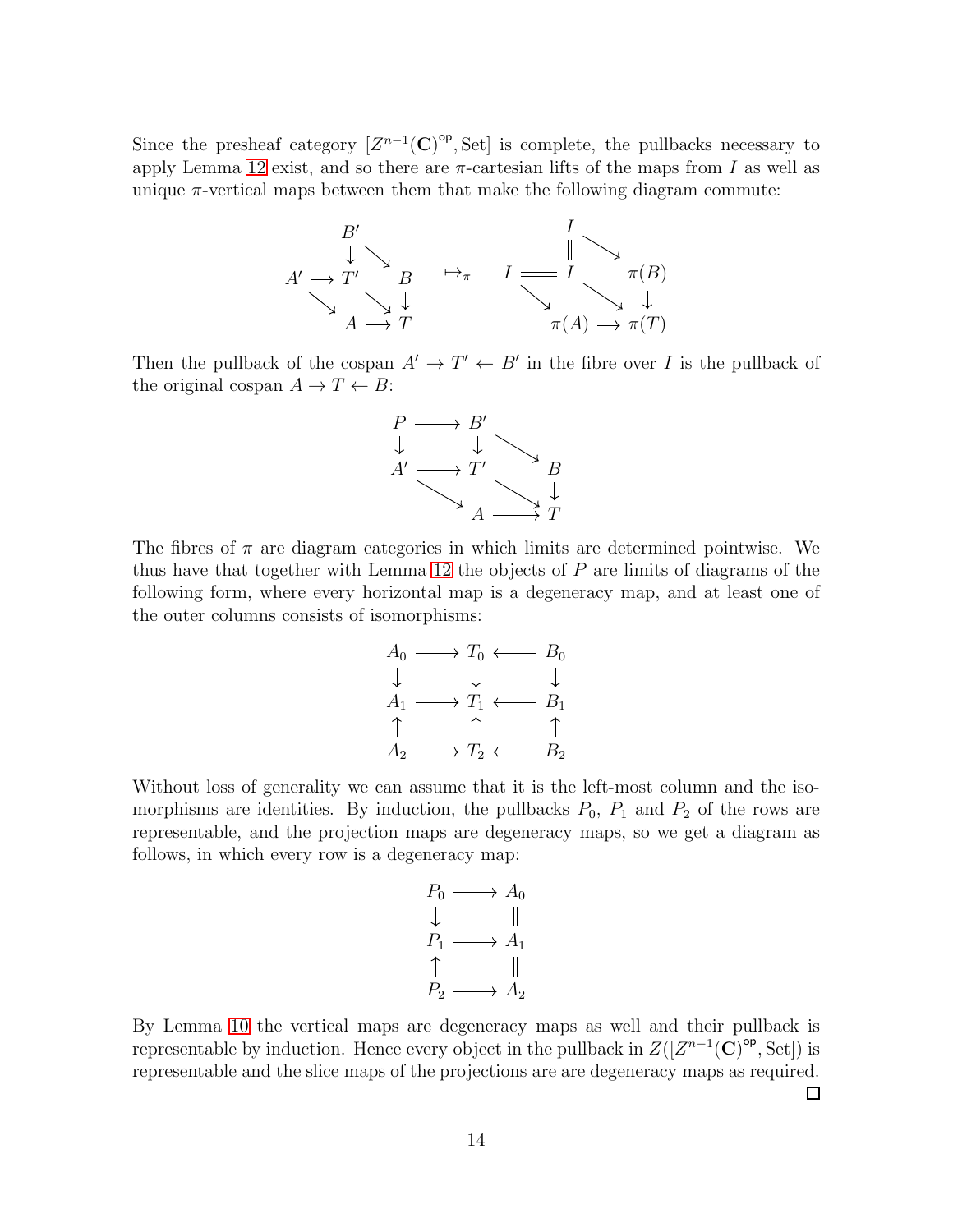Since the presheaf category $[Z^{n-1}(\mathbf{C})^{\mathsf{op}}, \mathrm{Set}]$ is complete, the pullbacks necessary to apply Lemma 12 exist, and so there are $\pi$-cartesian lifts of the maps from $I$ as well as unique $\pi$-vertical maps between them that make the following diagram commute:

$$
\begin{array}{ccc}
\begin{array}{ccccc}
 & B' & & & \\
 & \downarrow & \searrow & & \\
A' & \rightarrow & T' & & B \\
 & \searrow & & \searrow & \downarrow \\
 & & A & \rightarrow & T
\end{array}
& \mapsto_\pi &
\begin{array}{ccccc}
 & & I & & \\
 & & \| & \searrow & \\
I & = & I & & \pi(B) \\
 & \searrow & & \searrow & \downarrow \\
 & & \pi(A) & \rightarrow & \pi(T)
\end{array}
\end{array}
$$

Then the pullback of the cospan $A' \to T' \leftarrow B'$ in the fibre over $I$ is the pullback of the original cospan $A \to T \leftarrow B$:

$$
\begin{array}{ccccc}
P & \longrightarrow & B' & & \\
\downarrow & & \downarrow & \searrow & \\
A' & \longrightarrow & T' & & B \\
 & \searrow & & \searrow & \downarrow \\
 & & A & \longrightarrow & T
\end{array}
$$

The fibres of $\pi$ are diagram categories in which limits are determined pointwise. We thus have that together with Lemma 12 the objects of $P$ are limits of diagrams of the following form, where every horizontal map is a degeneracy map, and at least one of the outer columns consists of isomorphisms:

$$
\begin{array}{ccccc}
A_0 & \longrightarrow & T_0 & \longleftarrow & B_0 \\
\downarrow & & \downarrow & & \downarrow \\
A_1 & \longrightarrow & T_1 & \longleftarrow & B_1 \\
\uparrow & & \uparrow & & \uparrow \\
A_2 & \longrightarrow & T_2 & \longleftarrow & B_2
\end{array}
$$

Without loss of generality we can assume that it is the left-most column and the isomorphisms are identities. By induction, the pullbacks $P_0$, $P_1$ and $P_2$ of the rows are representable, and the projection maps are degeneracy maps, so we get a diagram as follows, in which every row is a degeneracy map:

$$
\begin{array}{ccc}
P_0 & \longrightarrow & A_0 \\
\downarrow & & \| \\
P_1 & \longrightarrow & A_1 \\
\uparrow & & \| \\
P_2 & \longrightarrow & A_2
\end{array}
$$

By Lemma 10 the vertical maps are degeneracy maps as well and their pullback is representable by induction. Hence every object in the pullback in $Z([Z^{n-1}(\mathbf{C})^{\mathsf{op}}, \mathrm{Set}])$ is representable and the slice maps of the projections are are degeneracy maps as required. □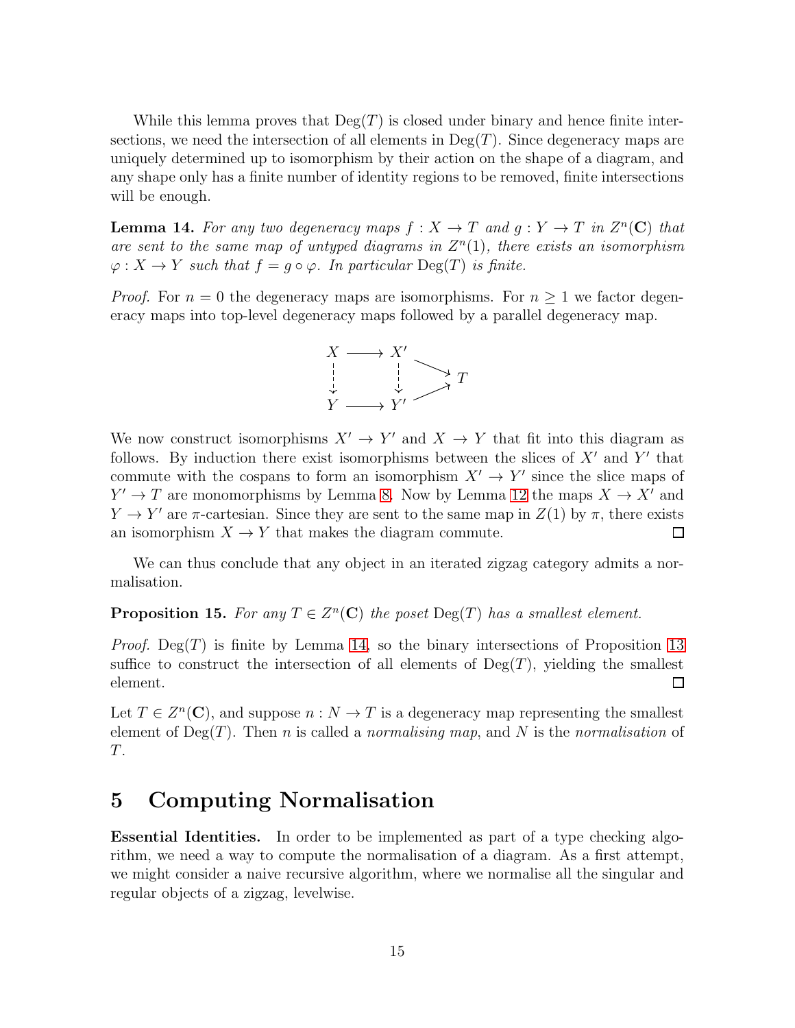While this lemma proves that $\mathrm{Deg}(T)$ is closed under binary and hence finite intersections, we need the intersection of all elements in $\mathrm{Deg}(T)$. Since degeneracy maps are uniquely determined up to isomorphism by their action on the shape of a diagram, and any shape only has a finite number of identity regions to be removed, finite intersections will be enough.

**Lemma 14.** *For any two degeneracy maps $f : X \to T$ and $g : Y \to T$ in $Z^n(\mathbf{C})$ that are sent to the same map of untyped diagrams in $Z^n(1)$, there exists an isomorphism $\varphi : X \to Y$ such that $f = g \circ \varphi$. In particular $\mathrm{Deg}(T)$ is finite.*

*Proof.* For $n = 0$ the degeneracy maps are isomorphisms. For $n \geq 1$ we factor degeneracy maps into top-level degeneracy maps followed by a parallel degeneracy map.

$$\begin{array}{ccccc} X & \longrightarrow & X' & \searrow & \\ \downarrow & & \downarrow & & T \\ Y & \longrightarrow & Y' & \nearrow & \end{array}$$

We now construct isomorphisms $X' \to Y'$ and $X \to Y$ that fit into this diagram as follows. By induction there exist isomorphisms between the slices of $X'$ and $Y'$ that commute with the cospans to form an isomorphism $X' \to Y'$ since the slice maps of $Y' \to T$ are monomorphisms by Lemma 8. Now by Lemma 12 the maps $X \to X'$ and $Y \to Y'$ are $\pi$-cartesian. Since they are sent to the same map in $Z(1)$ by $\pi$, there exists an isomorphism $X \to Y$ that makes the diagram commute. $\square$

We can thus conclude that any object in an iterated zigzag category admits a normalisation.

**Proposition 15.** *For any $T \in Z^n(\mathbf{C})$ the poset $\mathrm{Deg}(T)$ has a smallest element.*

*Proof.* $\mathrm{Deg}(T)$ is finite by Lemma 14, so the binary intersections of Proposition 13 suffice to construct the intersection of all elements of $\mathrm{Deg}(T)$, yielding the smallest element. $\square$

Let $T \in Z^n(\mathbf{C})$, and suppose $n : N \to T$ is a degeneracy map representing the smallest element of $\mathrm{Deg}(T)$. Then $n$ is called a *normalising map*, and $N$ is the *normalisation* of $T$.

# 5 Computing Normalisation

**Essential Identities.** In order to be implemented as part of a type checking algorithm, we need a way to compute the normalisation of a diagram. As a first attempt, we might consider a naive recursive algorithm, where we normalise all the singular and regular objects of a zigzag, levelwise.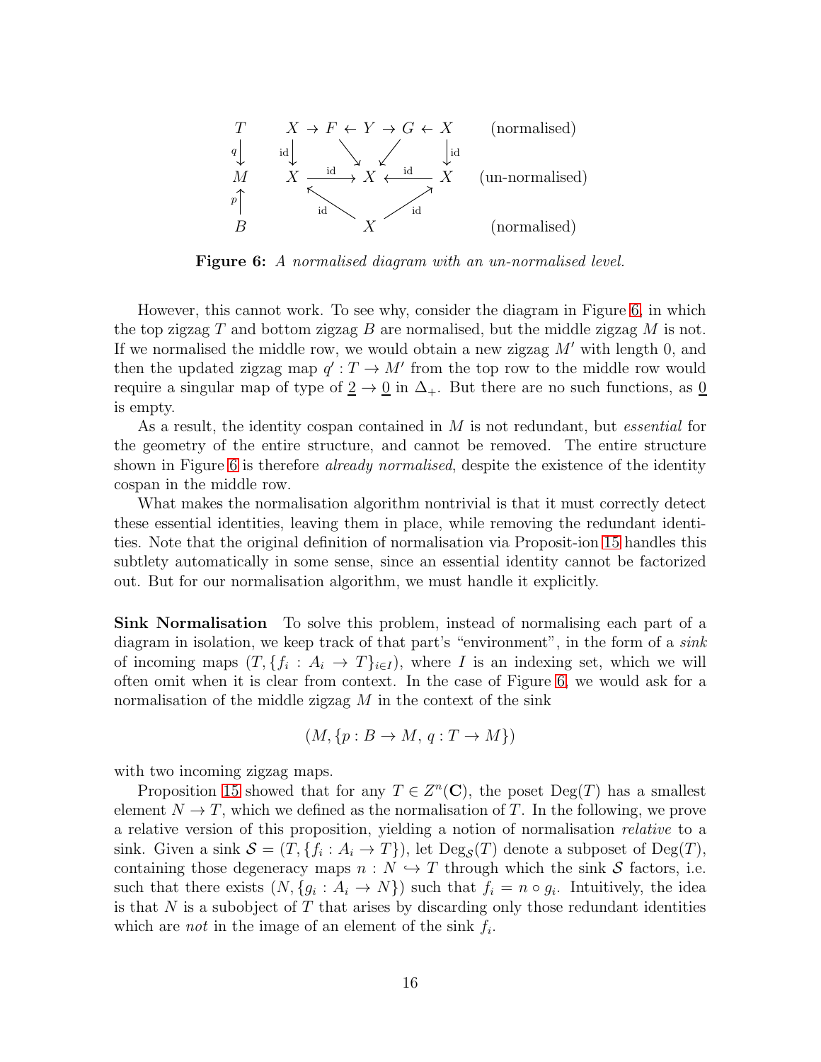$$
\begin{array}{ccc}
T & X \to F \leftarrow Y \to G \leftarrow X & \text{(normalised)} \\
{\scriptstyle q}\downarrow & & \\
M & X \xrightarrow{\text{id}} X \xleftarrow{\text{id}} X & \text{(un-normalised)} \\
{\scriptstyle p}\uparrow & & \\
B & X & \text{(normalised)}
\end{array}
$$

**Figure 6:** *A normalised diagram with an un-normalised level.*

However, this cannot work. To see why, consider the diagram in Figure 6, in which the top zigzag $T$ and bottom zigzag $B$ are normalised, but the middle zigzag $M$ is not. If we normalised the middle row, we would obtain a new zigzag $M'$ with length 0, and then the updated zigzag map $q' : T \to M'$ from the top row to the middle row would require a singular map of type of $\underline{2} \to \underline{0}$ in $\Delta_+$. But there are no such functions, as $\underline{0}$ is empty.

As a result, the identity cospan contained in $M$ is not redundant, but *essential* for the geometry of the entire structure, and cannot be removed. The entire structure shown in Figure 6 is therefore *already normalised*, despite the existence of the identity cospan in the middle row.

What makes the normalisation algorithm nontrivial is that it must correctly detect these essential identities, leaving them in place, while removing the redundant identities. Note that the original definition of normalisation via Proposit-ion 15 handles this subtlety automatically in some sense, since an essential identity cannot be factorized out. But for our normalisation algorithm, we must handle it explicitly.

**Sink Normalisation** To solve this problem, instead of normalising each part of a diagram in isolation, we keep track of that part's "environment", in the form of a *sink* of incoming maps $(T, \{f_i : A_i \to T\}_{i \in I})$, where $I$ is an indexing set, which we will often omit when it is clear from context. In the case of Figure 6, we would ask for a normalisation of the middle zigzag $M$ in the context of the sink

$$(M, \{p : B \to M,\, q : T \to M\})$$

with two incoming zigzag maps.

Proposition 15 showed that for any $T \in Z^n(\mathbf{C})$, the poset $\mathrm{Deg}(T)$ has a smallest element $N \to T$, which we defined as the normalisation of $T$. In the following, we prove a relative version of this proposition, yielding a notion of normalisation *relative* to a sink. Given a sink $\mathcal{S} = (T, \{f_i : A_i \to T\})$, let $\mathrm{Deg}_{\mathcal{S}}(T)$ denote a subposet of $\mathrm{Deg}(T)$, containing those degeneracy maps $n : N \hookrightarrow T$ through which the sink $\mathcal{S}$ factors, i.e. such that there exists $(N, \{g_i : A_i \to N\})$ such that $f_i = n \circ g_i$. Intuitively, the idea is that $N$ is a subobject of $T$ that arises by discarding only those redundant identities which are *not* in the image of an element of the sink $f_i$.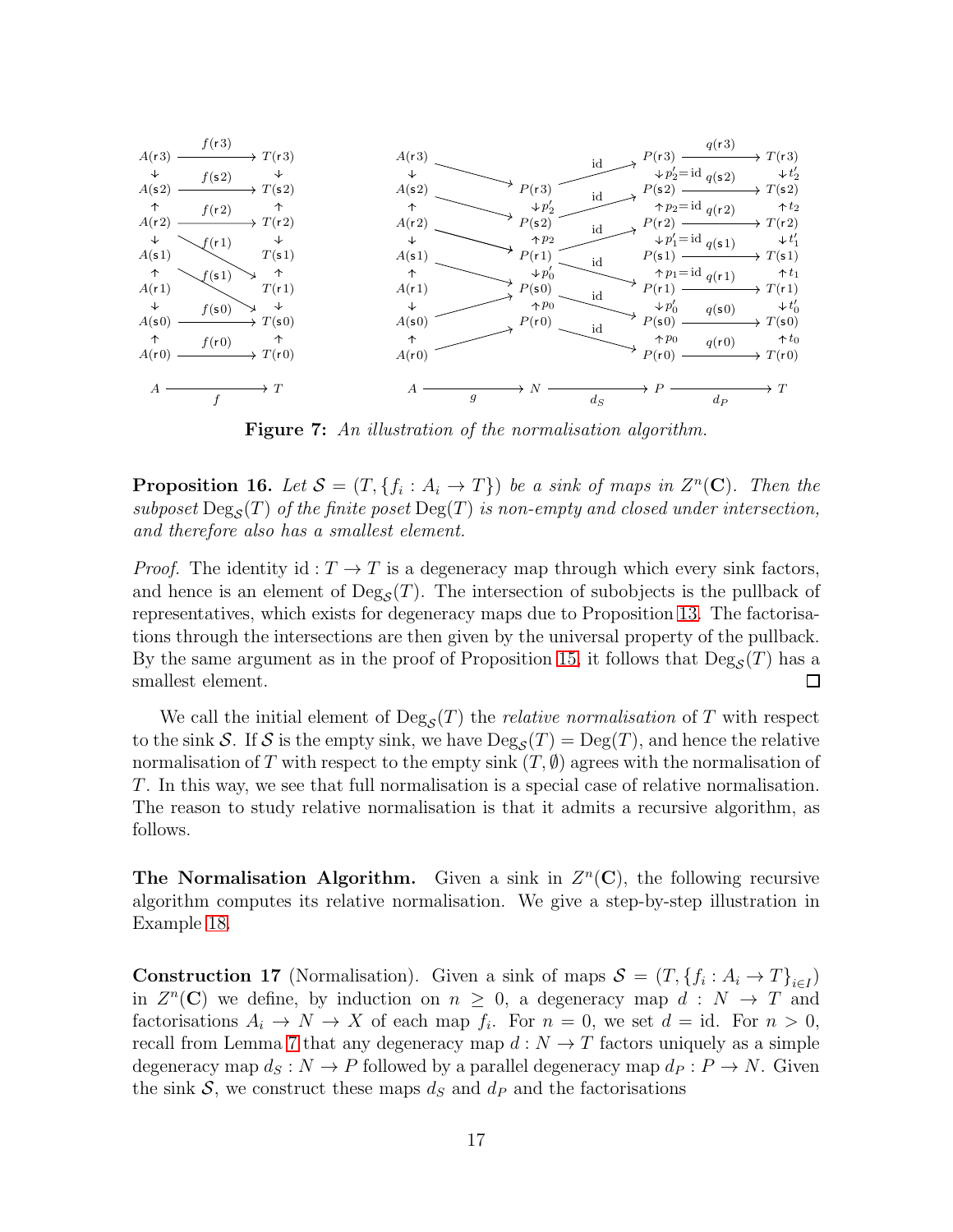Figure 7: *An illustration of the normalisation algorithm.*

**Proposition 16.** *Let $\mathcal{S} = (T, \{f_i : A_i \to T\})$ be a sink of maps in $Z^n(\mathbf{C})$. Then the subposet $\mathrm{Deg}_{\mathcal{S}}(T)$ of the finite poset $\mathrm{Deg}(T)$ is non-empty and closed under intersection, and therefore also has a smallest element.*

*Proof.* The identity $\mathrm{id} : T \to T$ is a degeneracy map through which every sink factors, and hence is an element of $\mathrm{Deg}_{\mathcal{S}}(T)$. The intersection of subobjects is the pullback of representatives, which exists for degeneracy maps due to Proposition 13. The factorisations through the intersections are then given by the universal property of the pullback. By the same argument as in the proof of Proposition 15, it follows that $\mathrm{Deg}_{\mathcal{S}}(T)$ has a smallest element. □

We call the initial element of $\mathrm{Deg}_{\mathcal{S}}(T)$ the *relative normalisation* of $T$ with respect to the sink $\mathcal{S}$. If $\mathcal{S}$ is the empty sink, we have $\mathrm{Deg}_{\mathcal{S}}(T) = \mathrm{Deg}(T)$, and hence the relative normalisation of $T$ with respect to the empty sink $(T, \emptyset)$ agrees with the normalisation of $T$. In this way, we see that full normalisation is a special case of relative normalisation. The reason to study relative normalisation is that it admits a recursive algorithm, as follows.

**The Normalisation Algorithm.** Given a sink in $Z^n(\mathbf{C})$, the following recursive algorithm computes its relative normalisation. We give a step-by-step illustration in Example 18.

**Construction 17** (Normalisation). Given a sink of maps $\mathcal{S} = (T, \{f_i : A_i \to T\}_{i \in I})$ in $Z^n(\mathbf{C})$ we define, by induction on $n \geq 0$, a degeneracy map $d : N \to T$ and factorisations $A_i \to N \to X$ of each map $f_i$. For $n = 0$, we set $d = \mathrm{id}$. For $n > 0$, recall from Lemma 7 that any degeneracy map $d : N \to T$ factors uniquely as a simple degeneracy map $d_S : N \to P$ followed by a parallel degeneracy map $d_P : P \to N$. Given the sink $\mathcal{S}$, we construct these maps $d_S$ and $d_P$ and the factorisations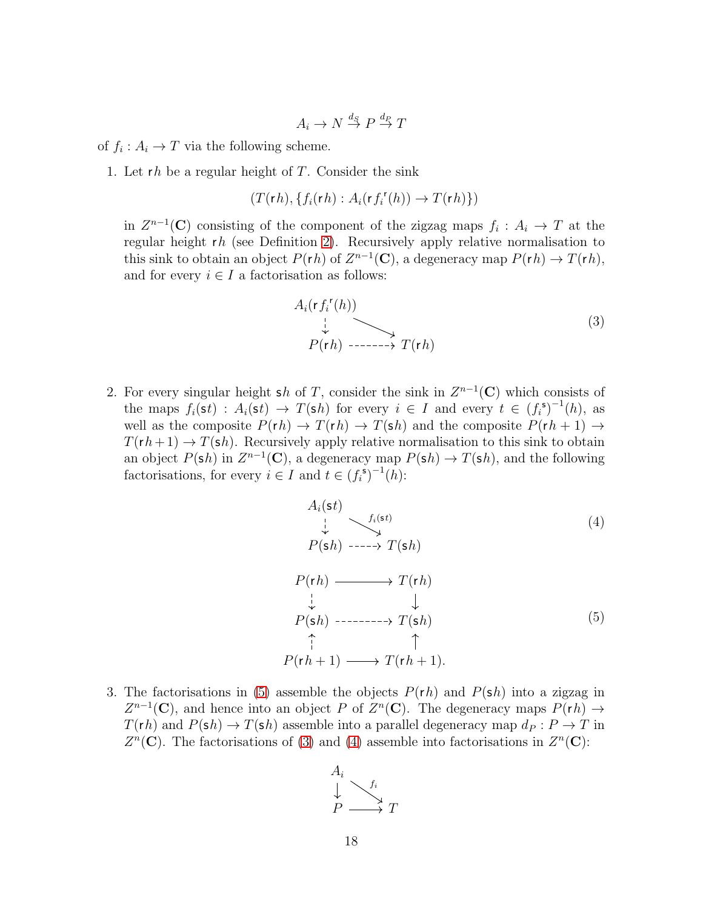$$A_i \to N \overset{d_S}{\to} P \overset{d_P}{\to} T$$

of $f_i : A_i \to T$ via the following scheme.

1. Let $\mathsf{r}h$ be a regular height of $T$. Consider the sink

$$(T(\mathsf{r}h), \{f_i(\mathsf{r}h) : A_i(\mathsf{r}{f_i}^{\mathsf{r}}(h)) \to T(\mathsf{r}h)\})$$

in $Z^{n-1}(\mathbf{C})$ consisting of the component of the zigzag maps $f_i : A_i \to T$ at the regular height $\mathsf{r}h$ (see Definition 2). Recursively apply relative normalisation to this sink to obtain an object $P(\mathsf{r}h)$ of $Z^{n-1}(\mathbf{C})$, a degeneracy map $P(\mathsf{r}h) \to T(\mathsf{r}h)$, and for every $i \in I$ a factorisation as follows:

$$\begin{array}{ccc} A_i(\mathsf{r}{f_i}^{\mathsf{r}}(h)) & & \\ \downarrow & \searrow & \\ P(\mathsf{r}h) & \dashrightarrow & T(\mathsf{r}h) \end{array} \tag{3}$$

2. For every singular height $\mathsf{s}h$ of $T$, consider the sink in $Z^{n-1}(\mathbf{C})$ which consists of the maps $f_i(\mathsf{s}t) : A_i(\mathsf{s}t) \to T(\mathsf{s}h)$ for every $i \in I$ and every $t \in ({f_i}^{\mathsf{s}})^{-1}(h)$, as well as the composite $P(\mathsf{r}h) \to T(\mathsf{r}h) \to T(\mathsf{s}h)$ and the composite $P(\mathsf{r}h+1) \to T(\mathsf{r}h+1) \to T(\mathsf{s}h)$. Recursively apply relative normalisation to this sink to obtain an object $P(\mathsf{s}h)$ in $Z^{n-1}(\mathbf{C})$, a degeneracy map $P(\mathsf{s}h) \to T(\mathsf{s}h)$, and the following factorisations, for every $i \in I$ and $t \in ({f_i}^{\mathsf{s}})^{-1}(h)$:

$$\begin{array}{ccc} A_i(\mathsf{s}t) & & \\ \downarrow & \overset{f_i(\mathsf{s}t)}{\searrow} & \\ P(\mathsf{s}h) & \dashrightarrow & T(\mathsf{s}h) \end{array} \tag{4}$$

$$\begin{array}{ccc} P(\mathsf{r}h) & \longrightarrow & T(\mathsf{r}h) \\ \downarrow & & \downarrow \\ P(\mathsf{s}h) & \dashrightarrow & T(\mathsf{s}h) \\ \uparrow & & \uparrow \\ P(\mathsf{r}h+1) & \longrightarrow & T(\mathsf{r}h+1). \end{array} \tag{5}$$

3. The factorisations in (5) assemble the objects $P(\mathsf{r}h)$ and $P(\mathsf{s}h)$ into a zigzag in $Z^{n-1}(\mathbf{C})$, and hence into an object $P$ of $Z^n(\mathbf{C})$. The degeneracy maps $P(\mathsf{r}h) \to T(\mathsf{r}h)$ and $P(\mathsf{s}h) \to T(\mathsf{s}h)$ assemble into a parallel degeneracy map $d_P : P \to T$ in $Z^n(\mathbf{C})$. The factorisations of (3) and (4) assemble into factorisations in $Z^n(\mathbf{C})$:

$$\begin{array}{ccc} A_i & & \\ \downarrow & \overset{f_i}{\searrow} & \\ P & \longrightarrow & T \end{array}$$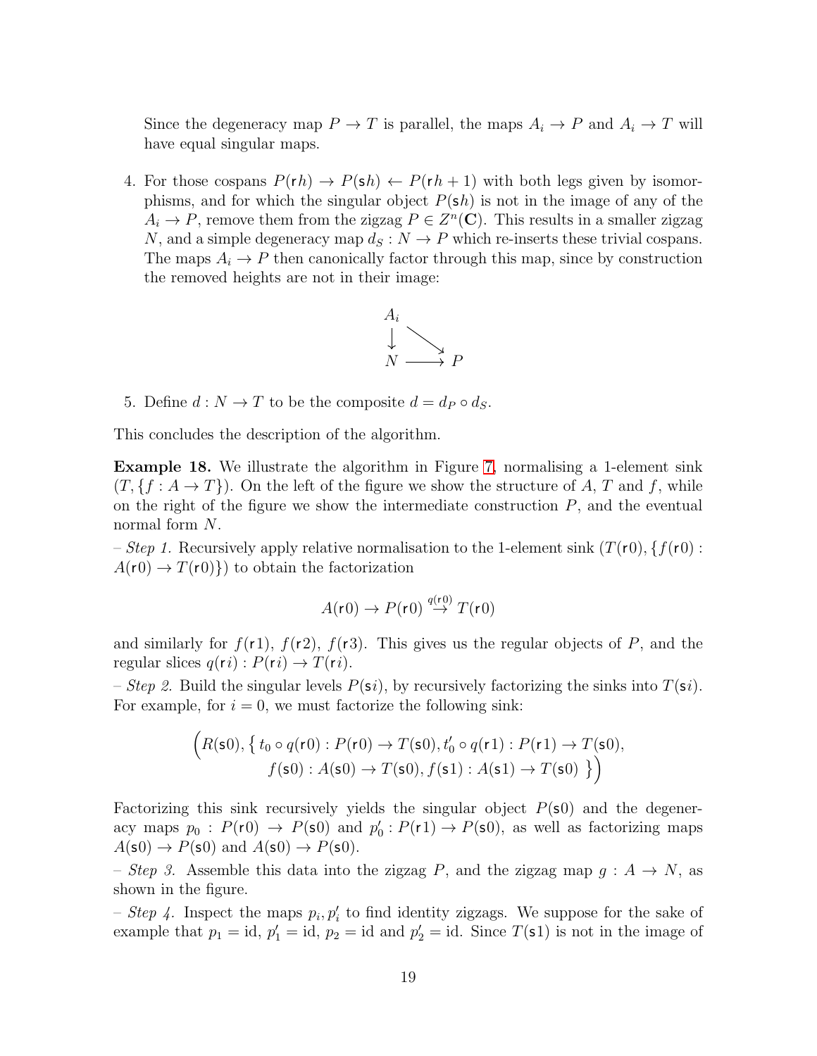Since the degeneracy map $P \to T$ is parallel, the maps $A_i \to P$ and $A_i \to T$ will have equal singular maps.

4. For those cospans $P(\mathsf{r}h) \to P(\mathsf{s}h) \leftarrow P(\mathsf{r}h+1)$ with both legs given by isomorphisms, and for which the singular object $P(\mathsf{s}h)$ is not in the image of any of the $A_i \to P$, remove them from the zigzag $P \in Z^n(\mathbf{C})$. This results in a smaller zigzag $N$, and a simple degeneracy map $d_S : N \to P$ which re-inserts these trivial cospans. The maps $A_i \to P$ then canonically factor through this map, since by construction the removed heights are not in their image:

$$\begin{array}{ccc} A_i & & \\ \downarrow & \searrow & \\ N & \longrightarrow & P \end{array}$$

5. Define $d : N \to T$ to be the composite $d = d_P \circ d_S$.

This concludes the description of the algorithm.

**Example 18.** We illustrate the algorithm in Figure 7, normalising a 1-element sink $(T, \{f : A \to T\})$. On the left of the figure we show the structure of $A$, $T$ and $f$, while on the right of the figure we show the intermediate construction $P$, and the eventual normal form $N$.

– *Step 1.* Recursively apply relative normalisation to the 1-element sink $(T(\mathsf{r}0), \{f(\mathsf{r}0) : A(\mathsf{r}0) \to T(\mathsf{r}0)\})$ to obtain the factorization

$$A(\mathsf{r}0) \to P(\mathsf{r}0) \overset{q(\mathsf{r}0)}{\to} T(\mathsf{r}0)$$

and similarly for $f(\mathsf{r}1)$, $f(\mathsf{r}2)$, $f(\mathsf{r}3)$. This gives us the regular objects of $P$, and the regular slices $q(\mathsf{r}i) : P(\mathsf{r}i) \to T(\mathsf{r}i)$.

– *Step 2.* Build the singular levels $P(\mathsf{s}i)$, by recursively factorizing the sinks into $T(\mathsf{s}i)$. For example, for $i = 0$, we must factorize the following sink:

$$\Big(R(\mathsf{s}0), \big\{\, t_0 \circ q(\mathsf{r}0) : P(\mathsf{r}0) \to T(\mathsf{s}0), t_0' \circ q(\mathsf{r}1) : P(\mathsf{r}1) \to T(\mathsf{s}0), \\ f(\mathsf{s}0) : A(\mathsf{s}0) \to T(\mathsf{s}0), f(\mathsf{s}1) : A(\mathsf{s}1) \to T(\mathsf{s}0) \,\big\}\Big)$$

Factorizing this sink recursively yields the singular object $P(\mathsf{s}0)$ and the degeneracy maps $p_0 : P(\mathsf{r}0) \to P(\mathsf{s}0)$ and $p_0' : P(\mathsf{r}1) \to P(\mathsf{s}0)$, as well as factorizing maps $A(\mathsf{s}0) \to P(\mathsf{s}0)$ and $A(\mathsf{s}0) \to P(\mathsf{s}0)$.

– *Step 3.* Assemble this data into the zigzag $P$, and the zigzag map $g : A \to N$, as shown in the figure.

– *Step 4.* Inspect the maps $p_i, p_i'$ to find identity zigzags. We suppose for the sake of example that $p_1 = \mathrm{id}$, $p_1' = \mathrm{id}$, $p_2 = \mathrm{id}$ and $p_2' = \mathrm{id}$. Since $T(\mathsf{s}1)$ is not in the image of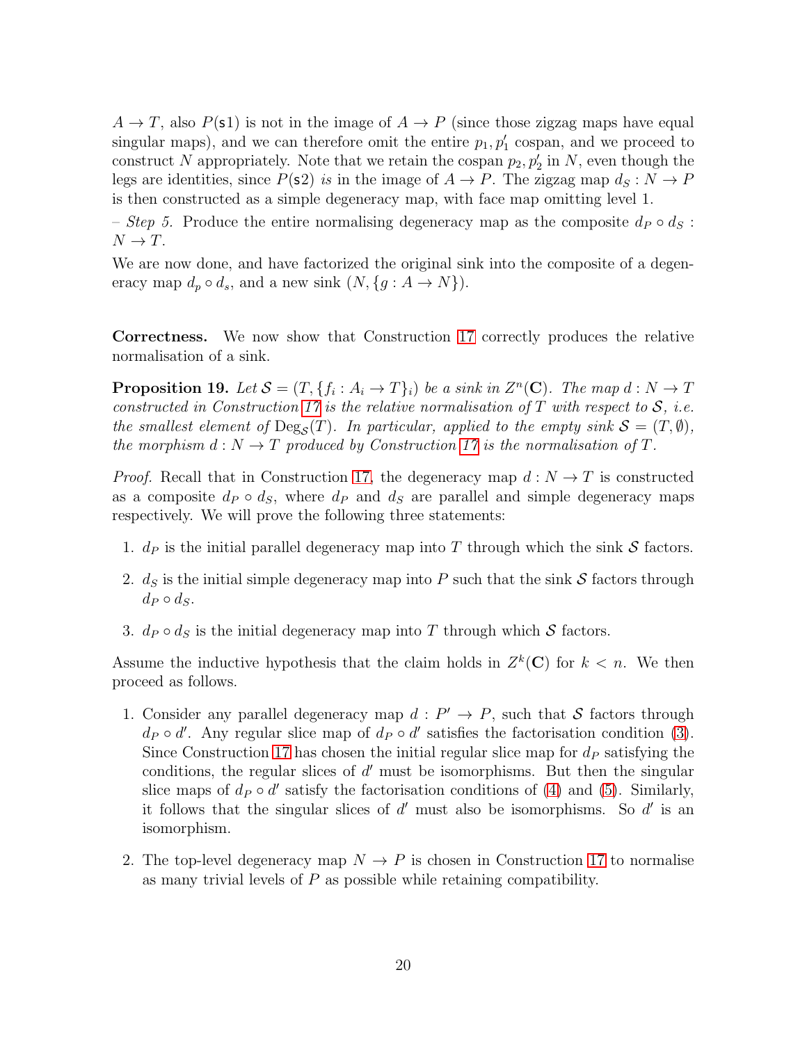$A \to T$, also $P(\mathsf{s}1)$ is not in the image of $A \to P$ (since those zigzag maps have equal singular maps), and we can therefore omit the entire $p_1, p_1'$ cospan, and we proceed to construct $N$ appropriately. Note that we retain the cospan $p_2, p_2'$ in $N$, even though the legs are identities, since $P(\mathsf{s}2)$ *is* in the image of $A \to P$. The zigzag map $d_S : N \to P$ is then constructed as a simple degeneracy map, with face map omitting level 1.

– *Step 5.* Produce the entire normalising degeneracy map as the composite $d_P \circ d_S : N \to T$.

We are now done, and have factorized the original sink into the composite of a degeneracy map $d_p \circ d_s$, and a new sink $(N, \{g : A \to N\})$.

**Correctness.** We now show that Construction 17 correctly produces the relative normalisation of a sink.

**Proposition 19.** *Let $\mathcal{S} = (T, \{f_i : A_i \to T\}_i)$ be a sink in $Z^n(\mathbf{C})$. The map $d : N \to T$ constructed in Construction 17 is the relative normalisation of $T$ with respect to $\mathcal{S}$, i.e. the smallest element of $\mathrm{Deg}_{\mathcal{S}}(T)$. In particular, applied to the empty sink $\mathcal{S} = (T, \emptyset)$, the morphism $d : N \to T$ produced by Construction 17 is the normalisation of $T$.*

*Proof.* Recall that in Construction 17, the degeneracy map $d : N \to T$ is constructed as a composite $d_P \circ d_S$, where $d_P$ and $d_S$ are parallel and simple degeneracy maps respectively. We will prove the following three statements:

1. $d_P$ is the initial parallel degeneracy map into $T$ through which the sink $\mathcal{S}$ factors.
2. $d_S$ is the initial simple degeneracy map into $P$ such that the sink $\mathcal{S}$ factors through $d_P \circ d_S$.
3. $d_P \circ d_S$ is the initial degeneracy map into $T$ through which $\mathcal{S}$ factors.

Assume the inductive hypothesis that the claim holds in $Z^k(\mathbf{C})$ for $k < n$. We then proceed as follows.

1. Consider any parallel degeneracy map $d : P' \to P$, such that $\mathcal{S}$ factors through $d_P \circ d'$. Any regular slice map of $d_P \circ d'$ satisfies the factorisation condition (3). Since Construction 17 has chosen the initial regular slice map for $d_P$ satisfying the conditions, the regular slices of $d'$ must be isomorphisms. But then the singular slice maps of $d_P \circ d'$ satisfy the factorisation conditions of (4) and (5). Similarly, it follows that the singular slices of $d'$ must also be isomorphisms. So $d'$ is an isomorphism.
2. The top-level degeneracy map $N \to P$ is chosen in Construction 17 to normalise as many trivial levels of $P$ as possible while retaining compatibility.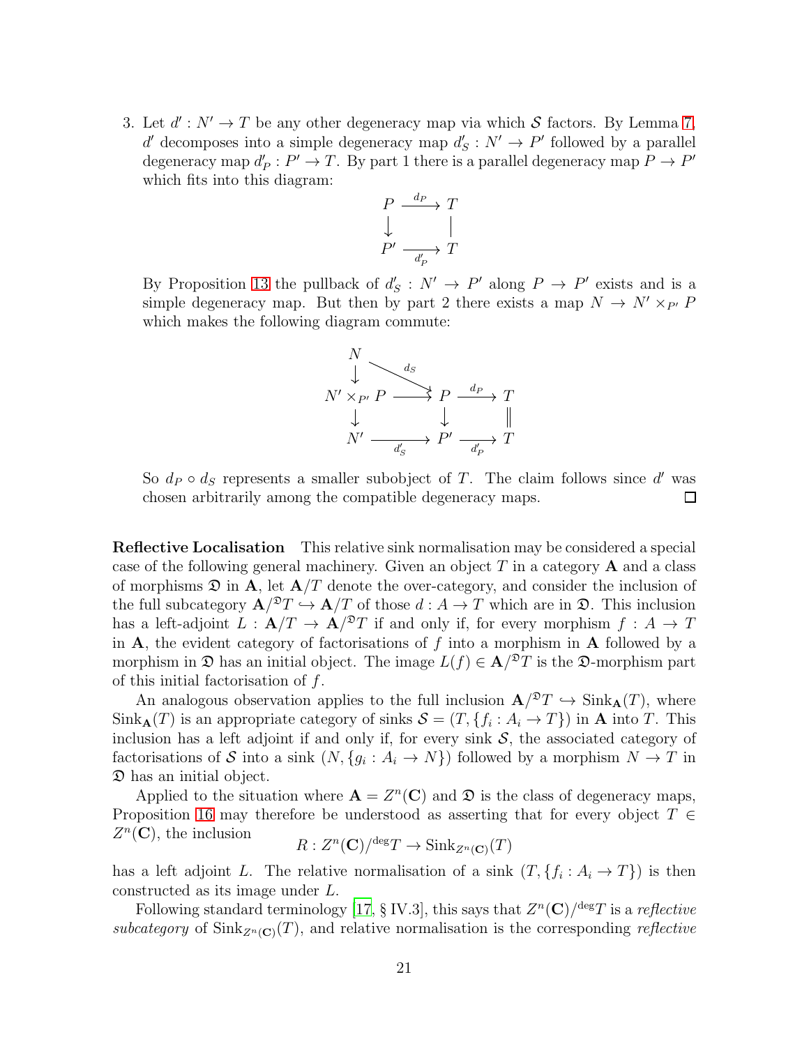3. Let $d' : N' \to T$ be any other degeneracy map via which $\mathcal{S}$ factors. By Lemma 7, $d'$ decomposes into a simple degeneracy map $d'_S : N' \to P'$ followed by a parallel degeneracy map $d'_P : P' \to T$. By part 1 there is a parallel degeneracy map $P \to P'$ which fits into this diagram:

$$\begin{array}{ccc} P & \xrightarrow{d_P} & T \\ \downarrow & & | \\ P' & \xrightarrow[d'_P]{} & T \end{array}$$

By Proposition 13 the pullback of $d'_S : N' \to P'$ along $P \to P'$ exists and is a simple degeneracy map. But then by part 2 there exists a map $N \to N' \times_{P'} P$ which makes the following diagram commute:

$$\begin{array}{ccccc} N & & & & \\ \downarrow & \searrow^{d_S} & & & \\ N' \times_{P'} P & \longrightarrow & P & \xrightarrow{d_P} & T \\ \downarrow & & \downarrow & & \| \\ N' & \xrightarrow[d'_S]{} & P' & \xrightarrow[d'_P]{} & T \end{array}$$

So $d_P \circ d_S$ represents a smaller subobject of $T$. The claim follows since $d'$ was chosen arbitrarily among the compatible degeneracy maps. □

**Reflective Localisation** This relative sink normalisation may be considered a special case of the following general machinery. Given an object $T$ in a category $\mathbf{A}$ and a class of morphisms $\mathfrak{D}$ in $\mathbf{A}$, let $\mathbf{A}/T$ denote the over-category, and consider the inclusion of the full subcategory $\mathbf{A}/^{\mathfrak{D}}T \hookrightarrow \mathbf{A}/T$ of those $d : A \to T$ which are in $\mathfrak{D}$. This inclusion has a left-adjoint $L : \mathbf{A}/T \to \mathbf{A}/^{\mathfrak{D}}T$ if and only if, for every morphism $f : A \to T$ in $\mathbf{A}$, the evident category of factorisations of $f$ into a morphism in $\mathbf{A}$ followed by a morphism in $\mathfrak{D}$ has an initial object. The image $L(f) \in \mathbf{A}/^{\mathfrak{D}}T$ is the $\mathfrak{D}$-morphism part of this initial factorisation of $f$.

An analogous observation applies to the full inclusion $\mathbf{A}/^{\mathfrak{D}}T \hookrightarrow \mathrm{Sink}_{\mathbf{A}}(T)$, where $\mathrm{Sink}_{\mathbf{A}}(T)$ is an appropriate category of sinks $\mathcal{S} = (T, \{f_i : A_i \to T\})$ in $\mathbf{A}$ into $T$. This inclusion has a left adjoint if and only if, for every sink $\mathcal{S}$, the associated category of factorisations of $\mathcal{S}$ into a sink $(N, \{g_i : A_i \to N\})$ followed by a morphism $N \to T$ in $\mathfrak{D}$ has an initial object.

Applied to the situation where $\mathbf{A} = Z^n(\mathbf{C})$ and $\mathfrak{D}$ is the class of degeneracy maps, Proposition 16 may therefore be understood as asserting that for every object $T \in Z^n(\mathbf{C})$, the inclusion

$$R : Z^n(\mathbf{C})/^{\deg}T \to \mathrm{Sink}_{Z^n(\mathbf{C})}(T)$$

has a left adjoint $L$. The relative normalisation of a sink $(T, \{f_i : A_i \to T\})$ is then constructed as its image under $L$.

Following standard terminology [17, § IV.3], this says that $Z^n(\mathbf{C})/^{\deg}T$ is a *reflective subcategory* of $\mathrm{Sink}_{Z^n(\mathbf{C})}(T)$, and relative normalisation is the corresponding *reflective*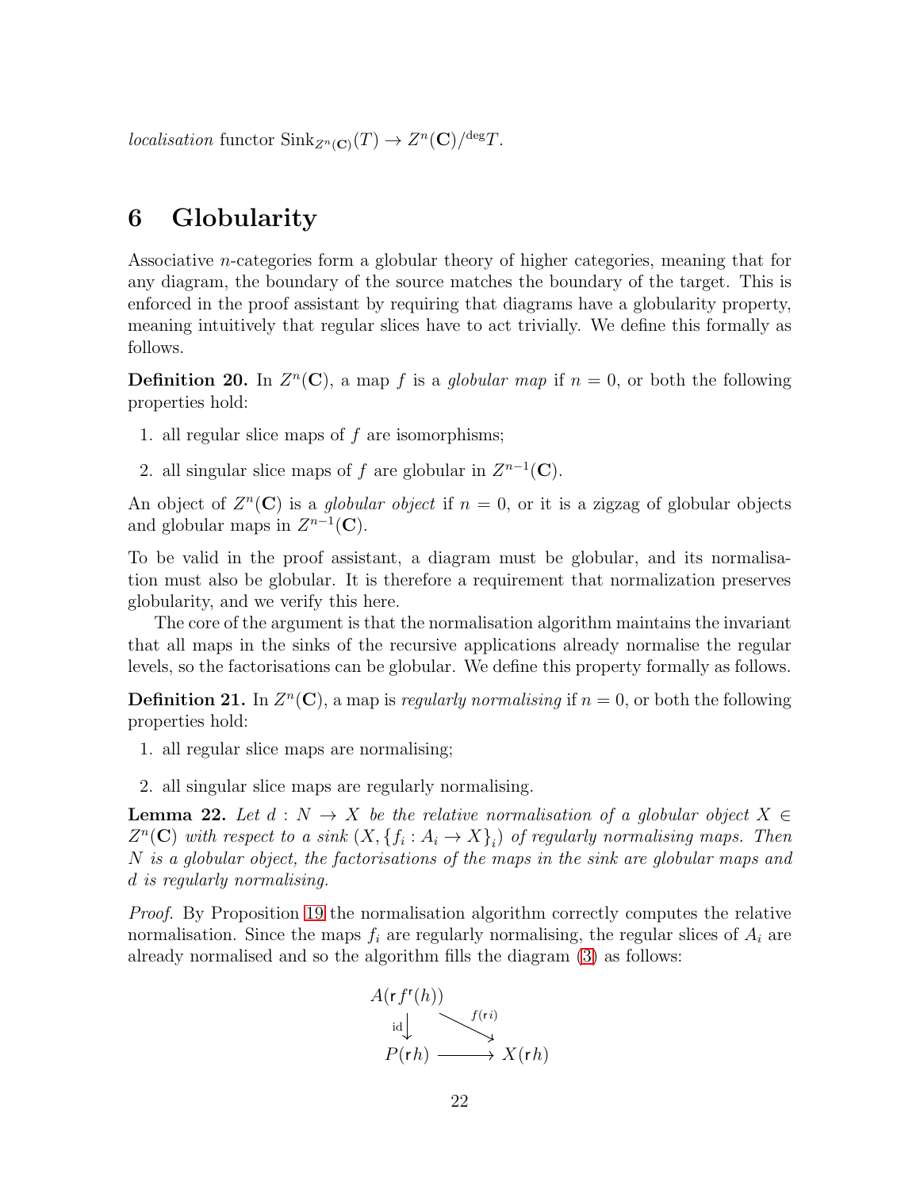*localisation* functor $\text{Sink}_{Z^n(\mathbf{C})}(T) \to Z^n(\mathbf{C})/^{\deg}T$.

## 6 Globularity

Associative $n$-categories form a globular theory of higher categories, meaning that for any diagram, the boundary of the source matches the boundary of the target. This is enforced in the proof assistant by requiring that diagrams have a globularity property, meaning intuitively that regular slices have to act trivially. We define this formally as follows.

**Definition 20.** In $Z^n(\mathbf{C})$, a map $f$ is a *globular map* if $n = 0$, or both the following properties hold:

1. all regular slice maps of $f$ are isomorphisms;
2. all singular slice maps of $f$ are globular in $Z^{n-1}(\mathbf{C})$.

An object of $Z^n(\mathbf{C})$ is a *globular object* if $n = 0$, or it is a zigzag of globular objects and globular maps in $Z^{n-1}(\mathbf{C})$.

To be valid in the proof assistant, a diagram must be globular, and its normalisation must also be globular. It is therefore a requirement that normalization preserves globularity, and we verify this here.

The core of the argument is that the normalisation algorithm maintains the invariant that all maps in the sinks of the recursive applications already normalise the regular levels, so the factorisations can be globular. We define this property formally as follows.

**Definition 21.** In $Z^n(\mathbf{C})$, a map is *regularly normalising* if $n = 0$, or both the following properties hold:

1. all regular slice maps are normalising;
2. all singular slice maps are regularly normalising.

**Lemma 22.** *Let $d : N \to X$ be the relative normalisation of a globular object $X \in Z^n(\mathbf{C})$ with respect to a sink $(X, \{f_i : A_i \to X\}_i)$ of regularly normalising maps. Then $N$ is a globular object, the factorisations of the maps in the sink are globular maps and $d$ is regularly normalising.*

*Proof.* By Proposition 19 the normalisation algorithm correctly computes the relative normalisation. Since the maps $f_i$ are regularly normalising, the regular slices of $A_i$ are already normalised and so the algorithm fills the diagram (3) as follows:

$$\begin{array}{ccc} A(\mathsf{r}\, f^{\mathsf{r}}(h)) & & \\ {\scriptstyle \mathrm{id}}\downarrow & \searrow^{f(\mathsf{r}i)} & \\ P(\mathsf{r}h) & \longrightarrow & X(\mathsf{r}h) \end{array}$$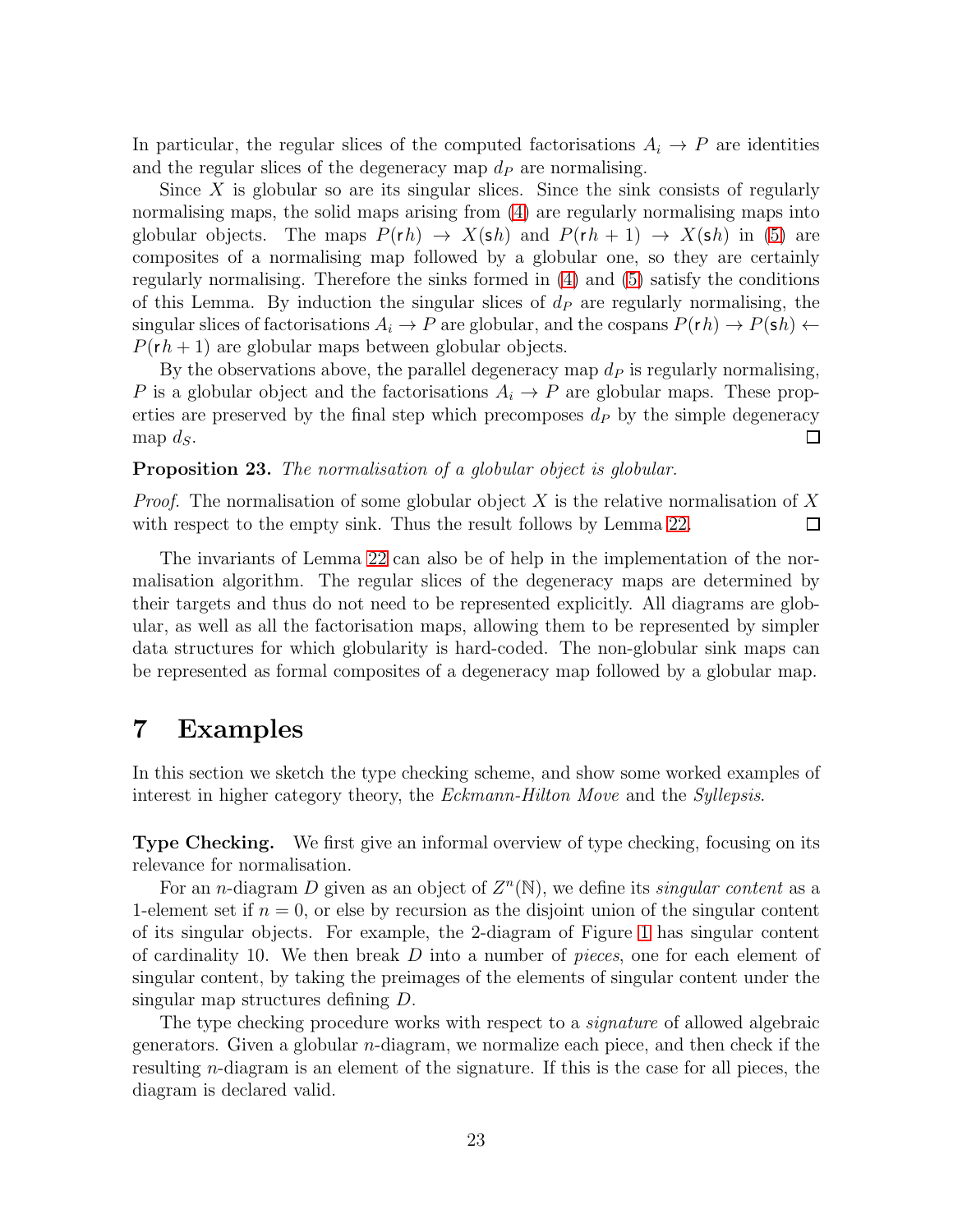In particular, the regular slices of the computed factorisations $A_i \to P$ are identities and the regular slices of the degeneracy map $d_P$ are normalising.

Since $X$ is globular so are its singular slices. Since the sink consists of regularly normalising maps, the solid maps arising from (4) are regularly normalising maps into globular objects. The maps $P(\mathsf{r}h) \to X(\mathsf{s}h)$ and $P(\mathsf{r}h+1) \to X(\mathsf{s}h)$ in (5) are composites of a normalising map followed by a globular one, so they are certainly regularly normalising. Therefore the sinks formed in (4) and (5) satisfy the conditions of this Lemma. By induction the singular slices of $d_P$ are regularly normalising, the singular slices of factorisations $A_i \to P$ are globular, and the cospans $P(\mathsf{r}h) \to P(\mathsf{s}h) \leftarrow P(\mathsf{r}h+1)$ are globular maps between globular objects.

By the observations above, the parallel degeneracy map $d_P$ is regularly normalising, $P$ is a globular object and the factorisations $A_i \to P$ are globular maps. These properties are preserved by the final step which precomposes $d_P$ by the simple degeneracy map $d_S$. $\square$

**Proposition 23.** *The normalisation of a globular object is globular.*

*Proof.* The normalisation of some globular object $X$ is the relative normalisation of $X$ with respect to the empty sink. Thus the result follows by Lemma 22. $\square$

The invariants of Lemma 22 can also be of help in the implementation of the normalisation algorithm. The regular slices of the degeneracy maps are determined by their targets and thus do not need to be represented explicitly. All diagrams are globular, as well as all the factorisation maps, allowing them to be represented by simpler data structures for which globularity is hard-coded. The non-globular sink maps can be represented as formal composites of a degeneracy map followed by a globular map.

# 7 Examples

In this section we sketch the type checking scheme, and show some worked examples of interest in higher category theory, the *Eckmann-Hilton Move* and the *Syllepsis*.

**Type Checking.** We first give an informal overview of type checking, focusing on its relevance for normalisation.

For an $n$-diagram $D$ given as an object of $Z^n(\mathbb{N})$, we define its *singular content* as a 1-element set if $n = 0$, or else by recursion as the disjoint union of the singular content of its singular objects. For example, the 2-diagram of Figure 1 has singular content of cardinality 10. We then break $D$ into a number of *pieces*, one for each element of singular content, by taking the preimages of the elements of singular content under the singular map structures defining $D$.

The type checking procedure works with respect to a *signature* of allowed algebraic generators. Given a globular $n$-diagram, we normalize each piece, and then check if the resulting $n$-diagram is an element of the signature. If this is the case for all pieces, the diagram is declared valid.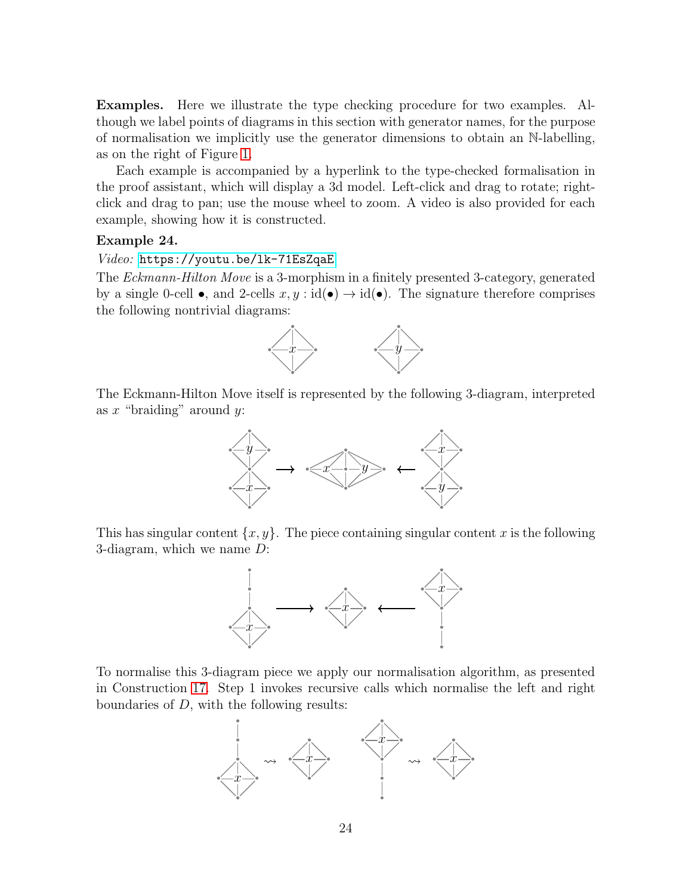**Examples.** Here we illustrate the type checking procedure for two examples. Although we label points of diagrams in this section with generator names, for the purpose of normalisation we implicitly use the generator dimensions to obtain an $\mathbb{N}$-labelling, as on the right of Figure 1.

Each example is accompanied by a hyperlink to the type-checked formalisation in the proof assistant, which will display a 3d model. Left-click and drag to rotate; right-click and drag to pan; use the mouse wheel to zoom. A video is also provided for each example, showing how it is constructed.

**Example 24.**

*Video:* https://youtu.be/lk-71EsZqaE

The *Eckmann-Hilton Move* is a 3-morphism in a finitely presented 3-category, generated by a single 0-cell $\bullet$, and 2-cells $x, y : \mathrm{id}(\bullet) \to \mathrm{id}(\bullet)$. The signature therefore comprises the following nontrivial diagrams:

The Eckmann-Hilton Move itself is represented by the following 3-diagram, interpreted as $x$ "braiding" around $y$:

This has singular content $\{x, y\}$. The piece containing singular content $x$ is the following 3-diagram, which we name $D$:

To normalise this 3-diagram piece we apply our normalisation algorithm, as presented in Construction 17. Step 1 invokes recursive calls which normalise the left and right boundaries of $D$, with the following results: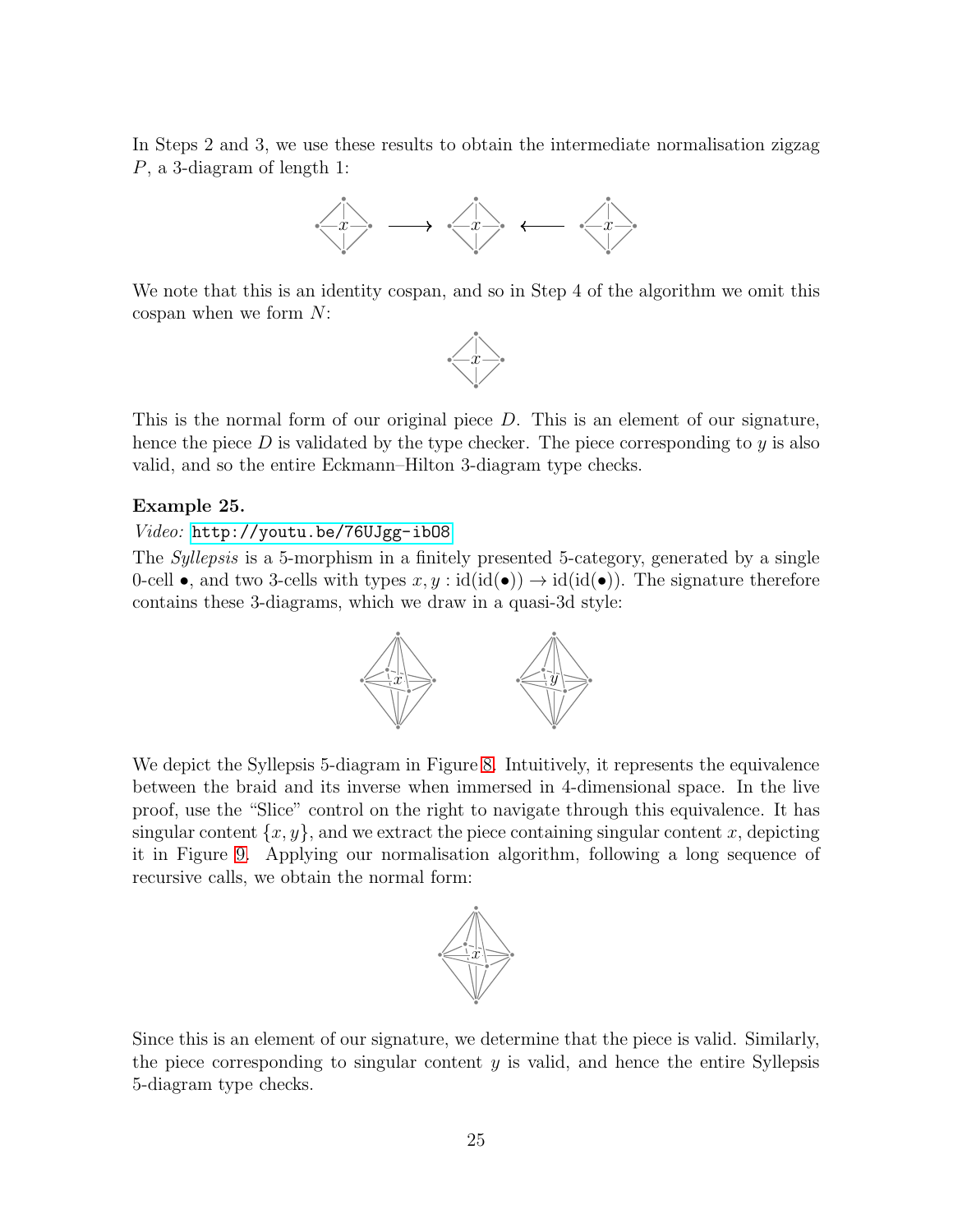In Steps 2 and 3, we use these results to obtain the intermediate normalisation zigzag $P$, a 3-diagram of length 1:

We note that this is an identity cospan, and so in Step 4 of the algorithm we omit this cospan when we form $N$:

This is the normal form of our original piece $D$. This is an element of our signature, hence the piece $D$ is validated by the type checker. The piece corresponding to $y$ is also valid, and so the entire Eckmann–Hilton 3-diagram type checks.

**Example 25.**

*Video:* http://youtu.be/76UJgg-ibO8

The *Syllepsis* is a 5-morphism in a finitely presented 5-category, generated by a single 0-cell $\bullet$, and two 3-cells with types $x, y : \mathrm{id}(\mathrm{id}(\bullet)) \to \mathrm{id}(\mathrm{id}(\bullet))$. The signature therefore contains these 3-diagrams, which we draw in a quasi-3d style:

We depict the Syllepsis 5-diagram in Figure 8. Intuitively, it represents the equivalence between the braid and its inverse when immersed in 4-dimensional space. In the live proof, use the "Slice" control on the right to navigate through this equivalence. It has singular content $\{x, y\}$, and we extract the piece containing singular content $x$, depicting it in Figure 9. Applying our normalisation algorithm, following a long sequence of recursive calls, we obtain the normal form:

Since this is an element of our signature, we determine that the piece is valid. Similarly, the piece corresponding to singular content $y$ is valid, and hence the entire Syllepsis 5-diagram type checks.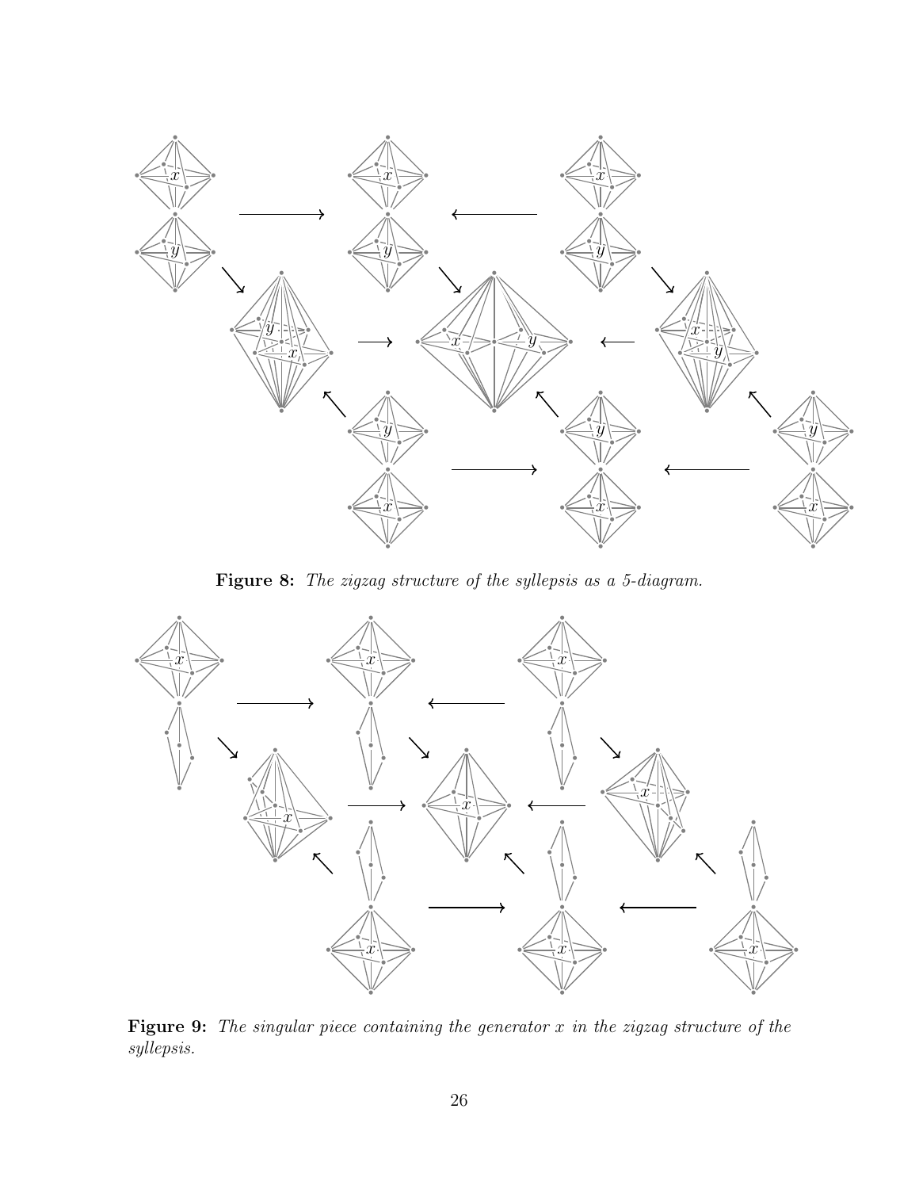**Figure 8:** *The zigzag structure of the syllepsis as a 5-diagram.*

**Figure 9:** *The singular piece containing the generator x in the zigzag structure of the syllepsis.*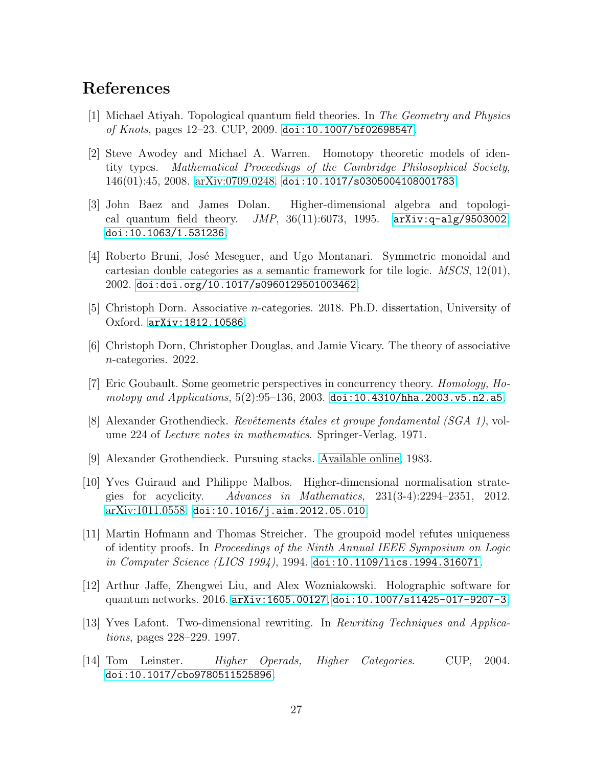# References

[1] Michael Atiyah. Topological quantum field theories. In *The Geometry and Physics of Knots*, pages 12–23. CUP, 2009. doi:10.1007/bf02698547.

[2] Steve Awodey and Michael A. Warren. Homotopy theoretic models of identity types. *Mathematical Proceedings of the Cambridge Philosophical Society*, 146(01):45, 2008. arXiv:0709.0248. doi:10.1017/s0305004108001783.

[3] John Baez and James Dolan. Higher-dimensional algebra and topological quantum field theory. *JMP*, 36(11):6073, 1995. arXiv:q-alg/9503002. doi:10.1063/1.531236.

[4] Roberto Bruni, José Meseguer, and Ugo Montanari. Symmetric monoidal and cartesian double categories as a semantic framework for tile logic. *MSCS*, 12(01), 2002. doi:doi.org/10.1017/s0960129501003462.

[5] Christoph Dorn. Associative $n$-categories. 2018. Ph.D. dissertation, University of Oxford. arXiv:1812.10586.

[6] Christoph Dorn, Christopher Douglas, and Jamie Vicary. The theory of associative $n$-categories. 2022.

[7] Eric Goubault. Some geometric perspectives in concurrency theory. *Homology, Homotopy and Applications*, 5(2):95–136, 2003. doi:10.4310/hha.2003.v5.n2.a5.

[8] Alexander Grothendieck. *Revêtements étales et groupe fondamental (SGA 1)*, volume 224 of *Lecture notes in mathematics*. Springer-Verlag, 1971.

[9] Alexander Grothendieck. Pursuing stacks. Available online, 1983.

[10] Yves Guiraud and Philippe Malbos. Higher-dimensional normalisation strategies for acyclicity. *Advances in Mathematics*, 231(3-4):2294–2351, 2012. arXiv:1011.0558. doi:10.1016/j.aim.2012.05.010.

[11] Martin Hofmann and Thomas Streicher. The groupoid model refutes uniqueness of identity proofs. In *Proceedings of the Ninth Annual IEEE Symposium on Logic in Computer Science (LICS 1994)*, 1994. doi:10.1109/lics.1994.316071.

[12] Arthur Jaffe, Zhengwei Liu, and Alex Wozniakowski. Holographic software for quantum networks. 2016. arXiv:1605.00127, doi:10.1007/s11425-017-9207-3.

[13] Yves Lafont. Two-dimensional rewriting. In *Rewriting Techniques and Applications*, pages 228–229. 1997.

[14] Tom Leinster. *Higher Operads, Higher Categories*. CUP, 2004. doi:10.1017/cbo9780511525896.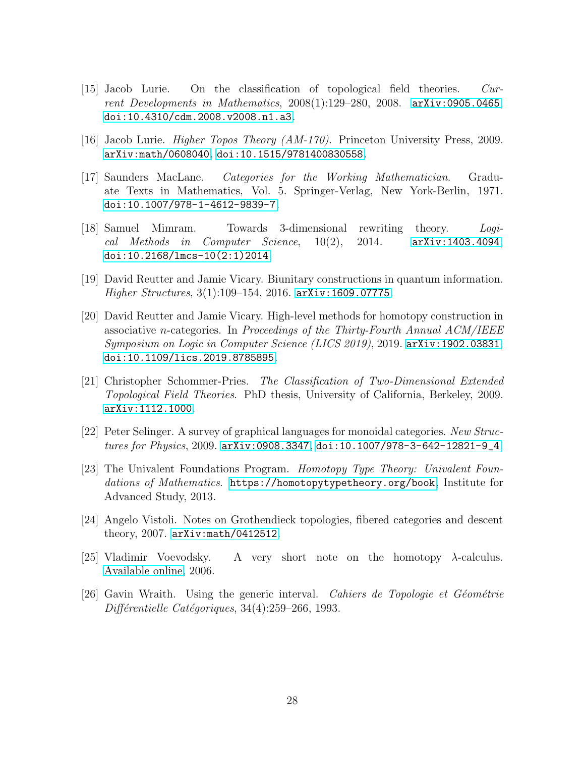[15] Jacob Lurie. On the classification of topological field theories. *Current Developments in Mathematics*, 2008(1):129–280, 2008. arXiv:0905.0465, doi:10.4310/cdm.2008.v2008.n1.a3.

[16] Jacob Lurie. *Higher Topos Theory (AM-170)*. Princeton University Press, 2009. arXiv:math/0608040, doi:10.1515/9781400830558.

[17] Saunders MacLane. *Categories for the Working Mathematician*. Graduate Texts in Mathematics, Vol. 5. Springer-Verlag, New York-Berlin, 1971. doi:10.1007/978-1-4612-9839-7.

[18] Samuel Mimram. Towards 3-dimensional rewriting theory. *Logical Methods in Computer Science*, 10(2), 2014. arXiv:1403.4094, doi:10.2168/lmcs-10(2:1)2014.

[19] David Reutter and Jamie Vicary. Biunitary constructions in quantum information. *Higher Structures*, 3(1):109–154, 2016. arXiv:1609.07775.

[20] David Reutter and Jamie Vicary. High-level methods for homotopy construction in associative $n$-categories. In *Proceedings of the Thirty-Fourth Annual ACM/IEEE Symposium on Logic in Computer Science (LICS 2019)*, 2019. arXiv:1902.03831, doi:10.1109/lics.2019.8785895.

[21] Christopher Schommer-Pries. *The Classification of Two-Dimensional Extended Topological Field Theories*. PhD thesis, University of California, Berkeley, 2009. arXiv:1112.1000.

[22] Peter Selinger. A survey of graphical languages for monoidal categories. *New Structures for Physics*, 2009. arXiv:0908.3347, doi:10.1007/978-3-642-12821-9_4.

[23] The Univalent Foundations Program. *Homotopy Type Theory: Univalent Foundations of Mathematics*. https://homotopytypetheory.org/book, Institute for Advanced Study, 2013.

[24] Angelo Vistoli. Notes on Grothendieck topologies, fibered categories and descent theory, 2007. arXiv:math/0412512.

[25] Vladimir Voevodsky. A very short note on the homotopy $\lambda$-calculus. Available online, 2006.

[26] Gavin Wraith. Using the generic interval. *Cahiers de Topologie et Géométrie Différentielle Catégoriques*, 34(4):259–266, 1993.